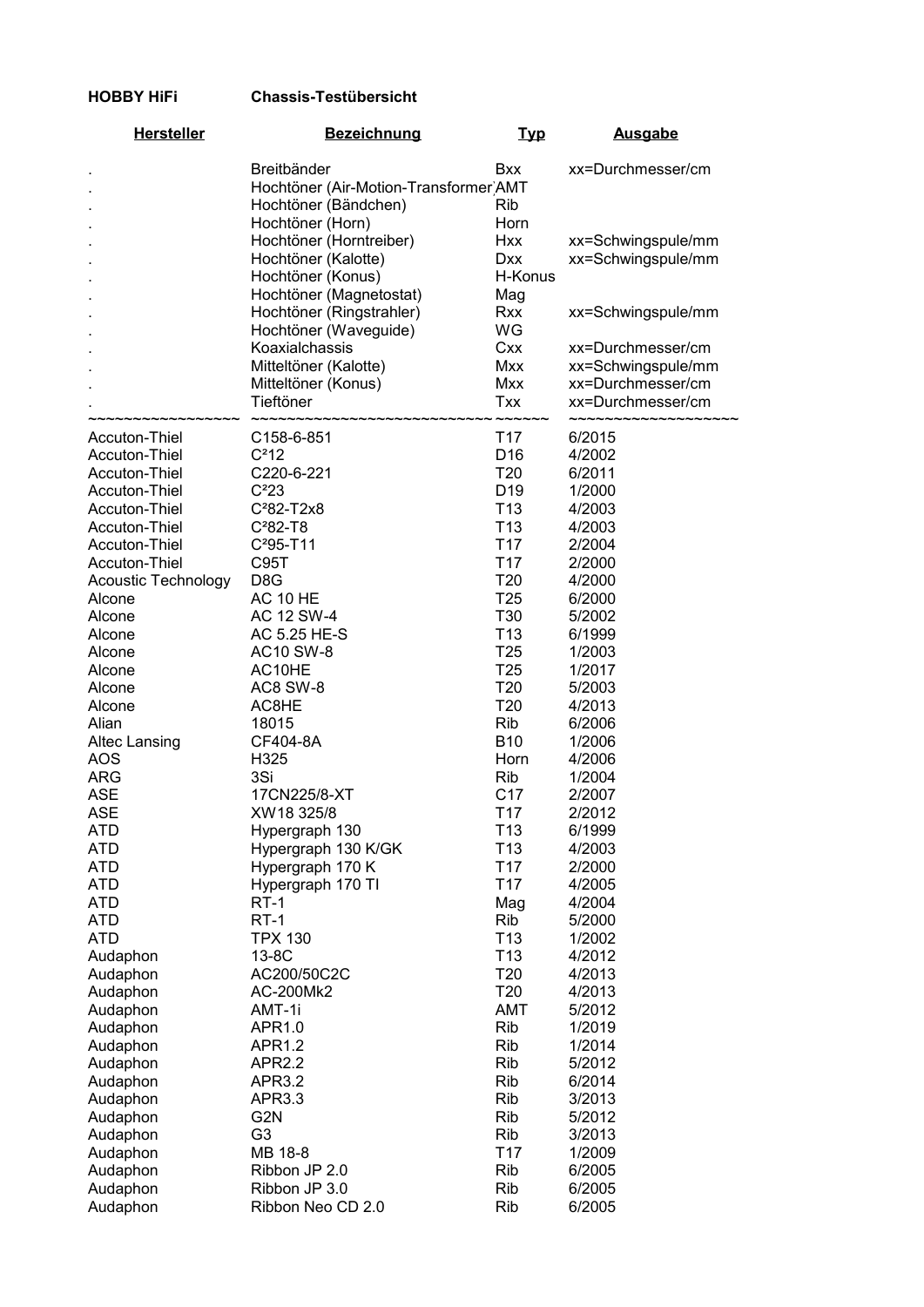**HOBBY HiFi** **Chassis-Testübersicht**

| Hersteller | Bezeichnung | Typ | Ausgabe |
|---|---|---|---|
| . | Breitbänder | Bxx | xx=Durchmesser/cm |
| . | Hochtöner (Air-Motion-Transformer) | AMT | |
| . | Hochtöner (Bändchen) | Rib | |
| . | Hochtöner (Horn) | Horn | |
| . | Hochtöner (Horntreiber) | Hxx | xx=Schwingspule/mm |
| . | Hochtöner (Kalotte) | Dxx | xx=Schwingspule/mm |
| . | Hochtöner (Konus) | H-Konus | |
| . | Hochtöner (Magnetostat) | Mag | |
| . | Hochtöner (Ringstrahler) | Rxx | xx=Schwingspule/mm |
| . | Hochtöner (Waveguide) | WG | |
| . | Koaxialchassis | Cxx | xx=Durchmesser/cm |
| . | Mitteltöner (Kalotte) | Mxx | xx=Schwingspule/mm |
| . | Mitteltöner (Konus) | Mxx | xx=Durchmesser/cm |
| . | Tieftöner | Txx | xx=Durchmesser/cm |
| Accuton-Thiel | C158-6-851 | T17 | 6/2015 |
| Accuton-Thiel | C²12 | D16 | 4/2002 |
| Accuton-Thiel | C220-6-221 | T20 | 6/2011 |
| Accuton-Thiel | C²23 | D19 | 1/2000 |
| Accuton-Thiel | C²82-T2x8 | T13 | 4/2003 |
| Accuton-Thiel | C²82-T8 | T13 | 4/2003 |
| Accuton-Thiel | C²95-T11 | T17 | 2/2004 |
| Accuton-Thiel | C95T | T17 | 2/2000 |
| Acoustic Technology | D8G | T20 | 4/2000 |
| Alcone | AC 10 HE | T25 | 6/2000 |
| Alcone | AC 12 SW-4 | T30 | 5/2002 |
| Alcone | AC 5.25 HE-S | T13 | 6/1999 |
| Alcone | AC10 SW-8 | T25 | 1/2003 |
| Alcone | AC10HE | T25 | 1/2017 |
| Alcone | AC8 SW-8 | T20 | 5/2003 |
| Alcone | AC8HE | T20 | 4/2013 |
| Alian | 18015 | Rib | 6/2006 |
| Altec Lansing | CF404-8A | B10 | 1/2006 |
| AOS | H325 | Horn | 4/2006 |
| ARG | 3Si | Rib | 1/2004 |
| ASE | 17CN225/8-XT | C17 | 2/2007 |
| ASE | XW18 325/8 | T17 | 2/2012 |
| ATD | Hypergraph 130 | T13 | 6/1999 |
| ATD | Hypergraph 130 K/GK | T13 | 4/2003 |
| ATD | Hypergraph 170 K | T17 | 2/2000 |
| ATD | Hypergraph 170 TI | T17 | 4/2005 |
| ATD | RT-1 | Mag | 4/2004 |
| ATD | RT-1 | Rib | 5/2000 |
| ATD | TPX 130 | T13 | 1/2002 |
| Audaphon | 13-8C | T13 | 4/2012 |
| Audaphon | AC200/50C2C | T20 | 4/2013 |
| Audaphon | AC-200Mk2 | T20 | 4/2013 |
| Audaphon | AMT-1i | AMT | 5/2012 |
| Audaphon | APR1.0 | Rib | 1/2019 |
| Audaphon | APR1.2 | Rib | 1/2014 |
| Audaphon | APR2.2 | Rib | 5/2012 |
| Audaphon | APR3.2 | Rib | 6/2014 |
| Audaphon | APR3.3 | Rib | 3/2013 |
| Audaphon | G2N | Rib | 5/2012 |
| Audaphon | G3 | Rib | 3/2013 |
| Audaphon | MB 18-8 | T17 | 1/2009 |
| Audaphon | Ribbon JP 2.0 | Rib | 6/2005 |
| Audaphon | Ribbon JP 3.0 | Rib | 6/2005 |
| Audaphon | Ribbon Neo CD 2.0 | Rib | 6/2005 |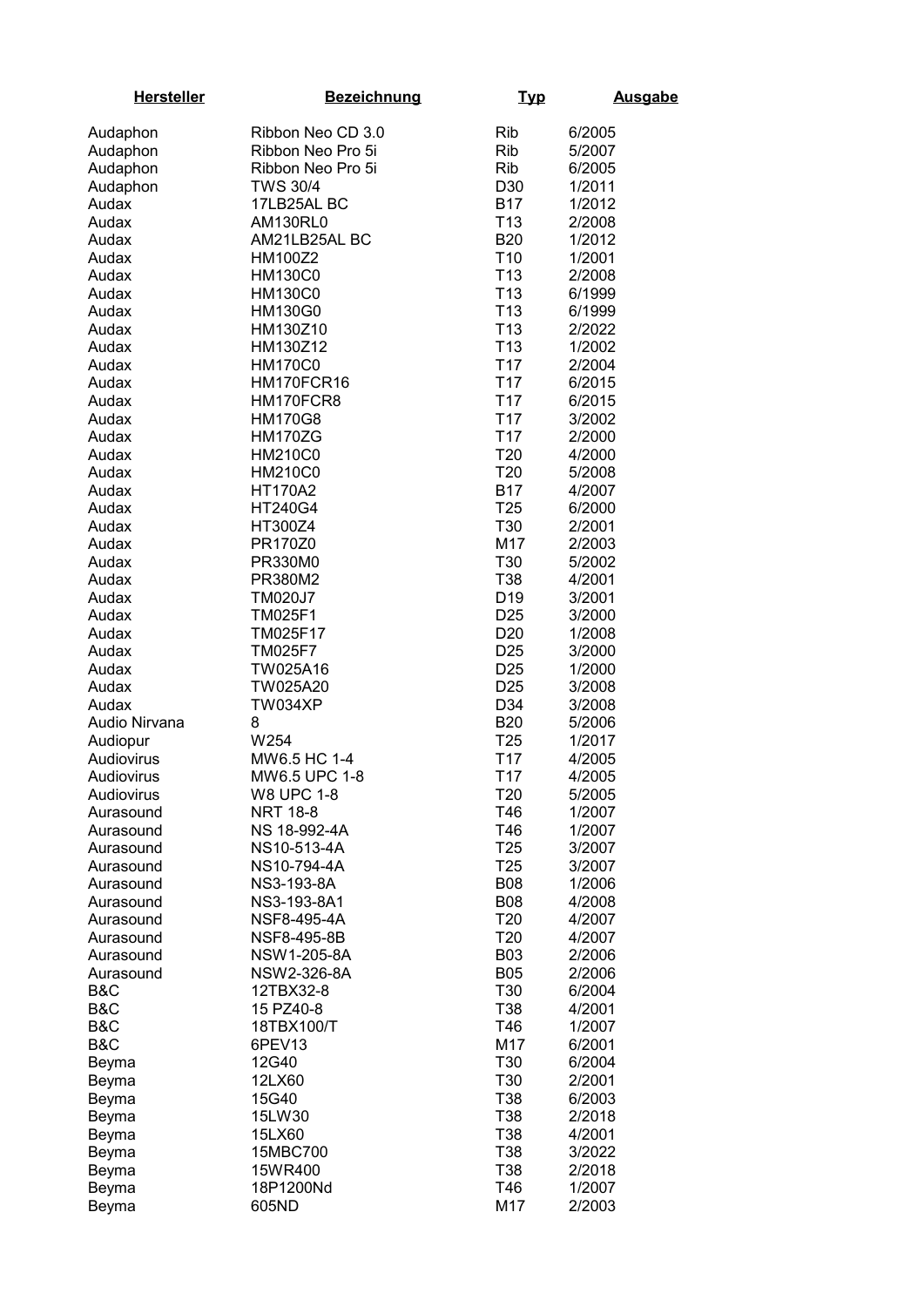| Hersteller | Bezeichnung | Typ | Ausgabe |
|---|---|---|---|
| Audaphon | Ribbon Neo CD 3.0 | Rib | 6/2005 |
| Audaphon | Ribbon Neo Pro 5i | Rib | 5/2007 |
| Audaphon | Ribbon Neo Pro 5i | Rib | 6/2005 |
| Audaphon | TWS 30/4 | D30 | 1/2011 |
| Audax | 17LB25AL BC | B17 | 1/2012 |
| Audax | AM130RL0 | T13 | 2/2008 |
| Audax | AM21LB25AL BC | B20 | 1/2012 |
| Audax | HM100Z2 | T10 | 1/2001 |
| Audax | HM130C0 | T13 | 2/2008 |
| Audax | HM130C0 | T13 | 6/1999 |
| Audax | HM130G0 | T13 | 6/1999 |
| Audax | HM130Z10 | T13 | 2/2022 |
| Audax | HM130Z12 | T13 | 1/2002 |
| Audax | HM170C0 | T17 | 2/2004 |
| Audax | HM170FCR16 | T17 | 6/2015 |
| Audax | HM170FCR8 | T17 | 6/2015 |
| Audax | HM170G8 | T17 | 3/2002 |
| Audax | HM170ZG | T17 | 2/2000 |
| Audax | HM210C0 | T20 | 4/2000 |
| Audax | HM210C0 | T20 | 5/2008 |
| Audax | HT170A2 | B17 | 4/2007 |
| Audax | HT240G4 | T25 | 6/2000 |
| Audax | HT300Z4 | T30 | 2/2001 |
| Audax | PR170Z0 | M17 | 2/2003 |
| Audax | PR330M0 | T30 | 5/2002 |
| Audax | PR380M2 | T38 | 4/2001 |
| Audax | TM020J7 | D19 | 3/2001 |
| Audax | TM025F1 | D25 | 3/2000 |
| Audax | TM025F17 | D20 | 1/2008 |
| Audax | TM025F7 | D25 | 3/2000 |
| Audax | TW025A16 | D25 | 1/2000 |
| Audax | TW025A20 | D25 | 3/2008 |
| Audax | TW034XP | D34 | 3/2008 |
| Audio Nirvana | 8 | B20 | 5/2006 |
| Audiopur | W254 | T25 | 1/2017 |
| Audiovirus | MW6.5 HC 1-4 | T17 | 4/2005 |
| Audiovirus | MW6.5 UPC 1-8 | T17 | 4/2005 |
| Audiovirus | W8 UPC 1-8 | T20 | 5/2005 |
| Aurasound | NRT 18-8 | T46 | 1/2007 |
| Aurasound | NS 18-992-4A | T46 | 1/2007 |
| Aurasound | NS10-513-4A | T25 | 3/2007 |
| Aurasound | NS10-794-4A | T25 | 3/2007 |
| Aurasound | NS3-193-8A | B08 | 1/2006 |
| Aurasound | NS3-193-8A1 | B08 | 4/2008 |
| Aurasound | NSF8-495-4A | T20 | 4/2007 |
| Aurasound | NSF8-495-8B | T20 | 4/2007 |
| Aurasound | NSW1-205-8A | B03 | 2/2006 |
| Aurasound | NSW2-326-8A | B05 | 2/2006 |
| B&C | 12TBX32-8 | T30 | 6/2004 |
| B&C | 15 PZ40-8 | T38 | 4/2001 |
| B&C | 18TBX100/T | T46 | 1/2007 |
| B&C | 6PEV13 | M17 | 6/2001 |
| Beyma | 12G40 | T30 | 6/2004 |
| Beyma | 12LX60 | T30 | 2/2001 |
| Beyma | 15G40 | T38 | 6/2003 |
| Beyma | 15LW30 | T38 | 2/2018 |
| Beyma | 15LX60 | T38 | 4/2001 |
| Beyma | 15MBC700 | T38 | 3/2022 |
| Beyma | 15WR400 | T38 | 2/2018 |
| Beyma | 18P1200Nd | T46 | 1/2007 |
| Beyma | 605ND | M17 | 2/2003 |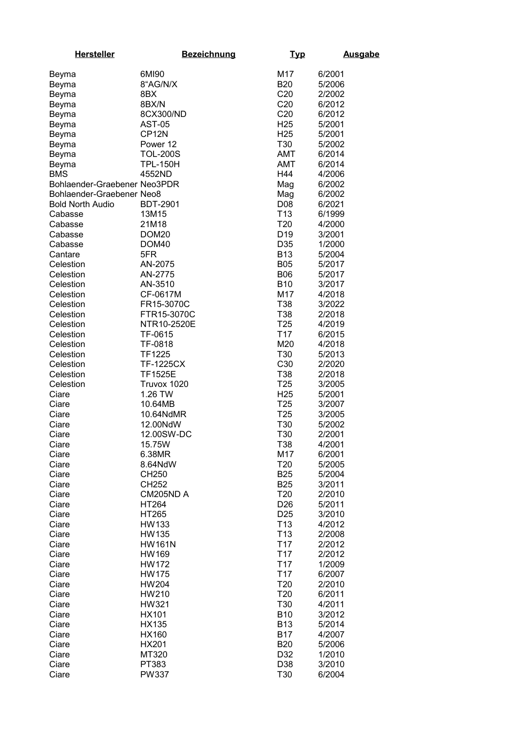| Hersteller | Bezeichnung | Typ | Ausgabe |
|---|---|---|---|
| Beyma | 6MI90 | M17 | 6/2001 |
| Beyma | 8“AG/N/X | B20 | 5/2006 |
| Beyma | 8BX | C20 | 2/2002 |
| Beyma | 8BX/N | C20 | 6/2012 |
| Beyma | 8CX300/ND | C20 | 6/2012 |
| Beyma | AST-05 | H25 | 5/2001 |
| Beyma | CP12N | H25 | 5/2001 |
| Beyma | Power 12 | T30 | 5/2002 |
| Beyma | TOL-200S | AMT | 6/2014 |
| Beyma | TPL-150H | AMT | 6/2014 |
| BMS | 4552ND | H44 | 4/2006 |
| Bohlaender-Graebener | Neo3PDR | Mag | 6/2002 |
| Bohlaender-Graebener | Neo8 | Mag | 6/2002 |
| Bold North Audio | BDT-2901 | D08 | 6/2021 |
| Cabasse | 13M15 | T13 | 6/1999 |
| Cabasse | 21M18 | T20 | 4/2000 |
| Cabasse | DOM20 | D19 | 3/2001 |
| Cabasse | DOM40 | D35 | 1/2000 |
| Cantare | 5FR | B13 | 5/2004 |
| Celestion | AN-2075 | B05 | 5/2017 |
| Celestion | AN-2775 | B06 | 5/2017 |
| Celestion | AN-3510 | B10 | 3/2017 |
| Celestion | CF-0617M | M17 | 4/2018 |
| Celestion | FR15-3070C | T38 | 3/2022 |
| Celestion | FTR15-3070C | T38 | 2/2018 |
| Celestion | NTR10-2520E | T25 | 4/2019 |
| Celestion | TF-0615 | T17 | 6/2015 |
| Celestion | TF-0818 | M20 | 4/2018 |
| Celestion | TF1225 | T30 | 5/2013 |
| Celestion | TF-1225CX | C30 | 2/2020 |
| Celestion | TF1525E | T38 | 2/2018 |
| Celestion | Truvox 1020 | T25 | 3/2005 |
| Ciare | 1.26 TW | H25 | 5/2001 |
| Ciare | 10.64MB | T25 | 3/2007 |
| Ciare | 10.64NdMR | T25 | 3/2005 |
| Ciare | 12.00NdW | T30 | 5/2002 |
| Ciare | 12.00SW-DC | T30 | 2/2001 |
| Ciare | 15.75W | T38 | 4/2001 |
| Ciare | 6.38MR | M17 | 6/2001 |
| Ciare | 8.64NdW | T20 | 5/2005 |
| Ciare | CH250 | B25 | 5/2004 |
| Ciare | CH252 | B25 | 3/2011 |
| Ciare | CM205ND A | T20 | 2/2010 |
| Ciare | HT264 | D26 | 5/2011 |
| Ciare | HT265 | D25 | 3/2010 |
| Ciare | HW133 | T13 | 4/2012 |
| Ciare | HW135 | T13 | 2/2008 |
| Ciare | HW161N | T17 | 2/2012 |
| Ciare | HW169 | T17 | 2/2012 |
| Ciare | HW172 | T17 | 1/2009 |
| Ciare | HW175 | T17 | 6/2007 |
| Ciare | HW204 | T20 | 2/2010 |
| Ciare | HW210 | T20 | 6/2011 |
| Ciare | HW321 | T30 | 4/2011 |
| Ciare | HX101 | B10 | 3/2012 |
| Ciare | HX135 | B13 | 5/2014 |
| Ciare | HX160 | B17 | 4/2007 |
| Ciare | HX201 | B20 | 5/2006 |
| Ciare | MT320 | D32 | 1/2010 |
| Ciare | PT383 | D38 | 3/2010 |
| Ciare | PW337 | T30 | 6/2004 |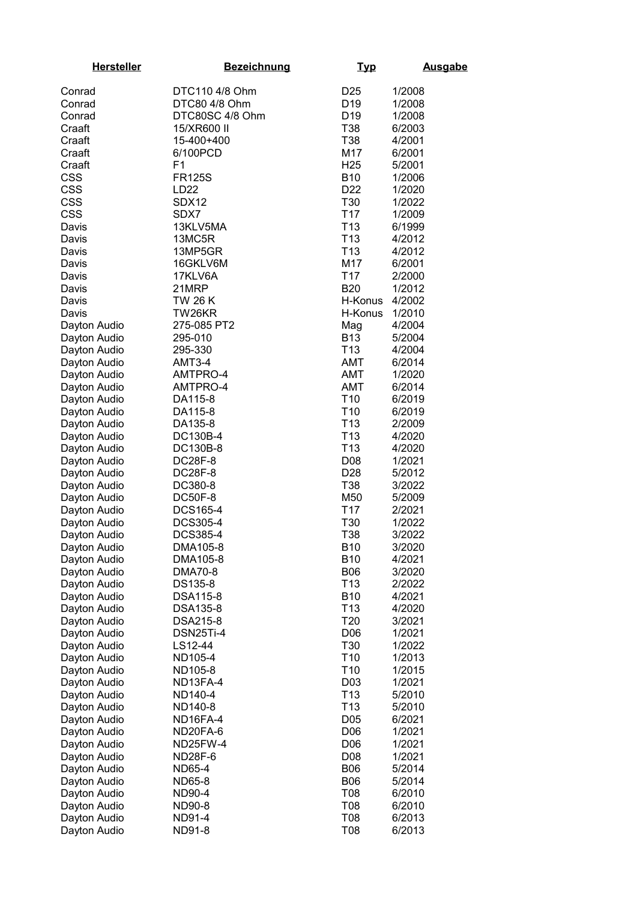| Hersteller | Bezeichnung | Typ | Ausgabe |
|---|---|---|---|
| Conrad | DTC110 4/8 Ohm | D25 | 1/2008 |
| Conrad | DTC80 4/8 Ohm | D19 | 1/2008 |
| Conrad | DTC80SC 4/8 Ohm | D19 | 1/2008 |
| Craaft | 15/XR600 II | T38 | 6/2003 |
| Craaft | 15-400+400 | T38 | 4/2001 |
| Craaft | 6/100PCD | M17 | 6/2001 |
| Craaft | F1 | H25 | 5/2001 |
| CSS | FR125S | B10 | 1/2006 |
| CSS | LD22 | D22 | 1/2020 |
| CSS | SDX12 | T30 | 1/2022 |
| CSS | SDX7 | T17 | 1/2009 |
| Davis | 13KLV5MA | T13 | 6/1999 |
| Davis | 13MC5R | T13 | 4/2012 |
| Davis | 13MP5GR | T13 | 4/2012 |
| Davis | 16GKLV6M | M17 | 6/2001 |
| Davis | 17KLV6A | T17 | 2/2000 |
| Davis | 21MRP | B20 | 1/2012 |
| Davis | TW 26 K | H-Konus | 4/2002 |
| Davis | TW26KR | H-Konus | 1/2010 |
| Dayton Audio | 275-085 PT2 | Mag | 4/2004 |
| Dayton Audio | 295-010 | B13 | 5/2004 |
| Dayton Audio | 295-330 | T13 | 4/2004 |
| Dayton Audio | AMT3-4 | AMT | 6/2014 |
| Dayton Audio | AMTPRO-4 | AMT | 1/2020 |
| Dayton Audio | AMTPRO-4 | AMT | 6/2014 |
| Dayton Audio | DA115-8 | T10 | 6/2019 |
| Dayton Audio | DA115-8 | T10 | 6/2019 |
| Dayton Audio | DA135-8 | T13 | 2/2009 |
| Dayton Audio | DC130B-4 | T13 | 4/2020 |
| Dayton Audio | DC130B-8 | T13 | 4/2020 |
| Dayton Audio | DC28F-8 | D08 | 1/2021 |
| Dayton Audio | DC28F-8 | D28 | 5/2012 |
| Dayton Audio | DC380-8 | T38 | 3/2022 |
| Dayton Audio | DC50F-8 | M50 | 5/2009 |
| Dayton Audio | DCS165-4 | T17 | 2/2021 |
| Dayton Audio | DCS305-4 | T30 | 1/2022 |
| Dayton Audio | DCS385-4 | T38 | 3/2022 |
| Dayton Audio | DMA105-8 | B10 | 3/2020 |
| Dayton Audio | DMA105-8 | B10 | 4/2021 |
| Dayton Audio | DMA70-8 | B06 | 3/2020 |
| Dayton Audio | DS135-8 | T13 | 2/2022 |
| Dayton Audio | DSA115-8 | B10 | 4/2021 |
| Dayton Audio | DSA135-8 | T13 | 4/2020 |
| Dayton Audio | DSA215-8 | T20 | 3/2021 |
| Dayton Audio | DSN25Ti-4 | D06 | 1/2021 |
| Dayton Audio | LS12-44 | T30 | 1/2022 |
| Dayton Audio | ND105-4 | T10 | 1/2013 |
| Dayton Audio | ND105-8 | T10 | 1/2015 |
| Dayton Audio | ND13FA-4 | D03 | 1/2021 |
| Dayton Audio | ND140-4 | T13 | 5/2010 |
| Dayton Audio | ND140-8 | T13 | 5/2010 |
| Dayton Audio | ND16FA-4 | D05 | 6/2021 |
| Dayton Audio | ND20FA-6 | D06 | 1/2021 |
| Dayton Audio | ND25FW-4 | D06 | 1/2021 |
| Dayton Audio | ND28F-6 | D08 | 1/2021 |
| Dayton Audio | ND65-4 | B06 | 5/2014 |
| Dayton Audio | ND65-8 | B06 | 5/2014 |
| Dayton Audio | ND90-4 | T08 | 6/2010 |
| Dayton Audio | ND90-8 | T08 | 6/2010 |
| Dayton Audio | ND91-4 | T08 | 6/2013 |
| Dayton Audio | ND91-8 | T08 | 6/2013 |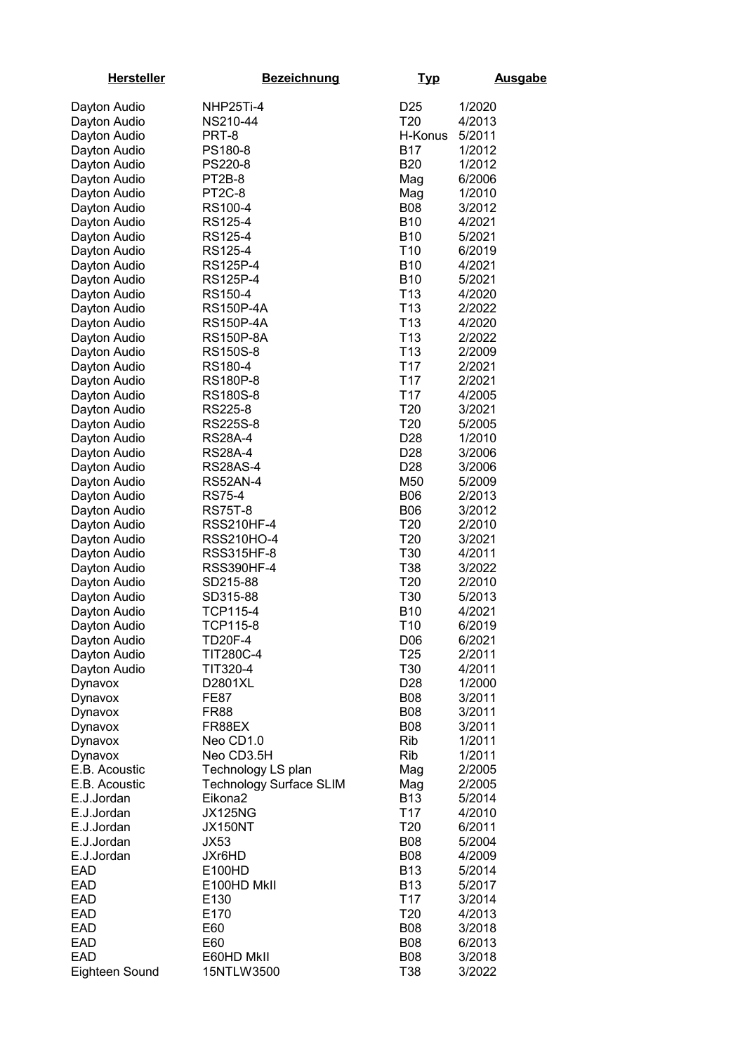| Hersteller | Bezeichnung | Typ | Ausgabe |
|---|---|---|---|
| Dayton Audio | NHP25Ti-4 | D25 | 1/2020 |
| Dayton Audio | NS210-44 | T20 | 4/2013 |
| Dayton Audio | PRT-8 | H-Konus | 5/2011 |
| Dayton Audio | PS180-8 | B17 | 1/2012 |
| Dayton Audio | PS220-8 | B20 | 1/2012 |
| Dayton Audio | PT2B-8 | Mag | 6/2006 |
| Dayton Audio | PT2C-8 | Mag | 1/2010 |
| Dayton Audio | RS100-4 | B08 | 3/2012 |
| Dayton Audio | RS125-4 | B10 | 4/2021 |
| Dayton Audio | RS125-4 | B10 | 5/2021 |
| Dayton Audio | RS125-4 | T10 | 6/2019 |
| Dayton Audio | RS125P-4 | B10 | 4/2021 |
| Dayton Audio | RS125P-4 | B10 | 5/2021 |
| Dayton Audio | RS150-4 | T13 | 4/2020 |
| Dayton Audio | RS150P-4A | T13 | 2/2022 |
| Dayton Audio | RS150P-4A | T13 | 4/2020 |
| Dayton Audio | RS150P-8A | T13 | 2/2022 |
| Dayton Audio | RS150S-8 | T13 | 2/2009 |
| Dayton Audio | RS180-4 | T17 | 2/2021 |
| Dayton Audio | RS180P-8 | T17 | 2/2021 |
| Dayton Audio | RS180S-8 | T17 | 4/2005 |
| Dayton Audio | RS225-8 | T20 | 3/2021 |
| Dayton Audio | RS225S-8 | T20 | 5/2005 |
| Dayton Audio | RS28A-4 | D28 | 1/2010 |
| Dayton Audio | RS28A-4 | D28 | 3/2006 |
| Dayton Audio | RS28AS-4 | D28 | 3/2006 |
| Dayton Audio | RS52AN-4 | M50 | 5/2009 |
| Dayton Audio | RS75-4 | B06 | 2/2013 |
| Dayton Audio | RS75T-8 | B06 | 3/2012 |
| Dayton Audio | RSS210HF-4 | T20 | 2/2010 |
| Dayton Audio | RSS210HO-4 | T20 | 3/2021 |
| Dayton Audio | RSS315HF-8 | T30 | 4/2011 |
| Dayton Audio | RSS390HF-4 | T38 | 3/2022 |
| Dayton Audio | SD215-88 | T20 | 2/2010 |
| Dayton Audio | SD315-88 | T30 | 5/2013 |
| Dayton Audio | TCP115-4 | B10 | 4/2021 |
| Dayton Audio | TCP115-8 | T10 | 6/2019 |
| Dayton Audio | TD20F-4 | D06 | 6/2021 |
| Dayton Audio | TIT280C-4 | T25 | 2/2011 |
| Dayton Audio | TIT320-4 | T30 | 4/2011 |
| Dynavox | D2801XL | D28 | 1/2000 |
| Dynavox | FE87 | B08 | 3/2011 |
| Dynavox | FR88 | B08 | 3/2011 |
| Dynavox | FR88EX | B08 | 3/2011 |
| Dynavox | Neo CD1.0 | Rib | 1/2011 |
| Dynavox | Neo CD3.5H | Rib | 1/2011 |
| E.B. Acoustic | Technology LS plan | Mag | 2/2005 |
| E.B. Acoustic | Technology Surface SLIM | Mag | 2/2005 |
| E.J.Jordan | Eikona2 | B13 | 5/2014 |
| E.J.Jordan | JX125NG | T17 | 4/2010 |
| E.J.Jordan | JX150NT | T20 | 6/2011 |
| E.J.Jordan | JX53 | B08 | 5/2004 |
| E.J.Jordan | JXr6HD | B08 | 4/2009 |
| EAD | E100HD | B13 | 5/2014 |
| EAD | E100HD MkII | B13 | 5/2017 |
| EAD | E130 | T17 | 3/2014 |
| EAD | E170 | T20 | 4/2013 |
| EAD | E60 | B08 | 3/2018 |
| EAD | E60 | B08 | 6/2013 |
| EAD | E60HD MkII | B08 | 3/2018 |
| Eighteen Sound | 15NTLW3500 | T38 | 3/2022 |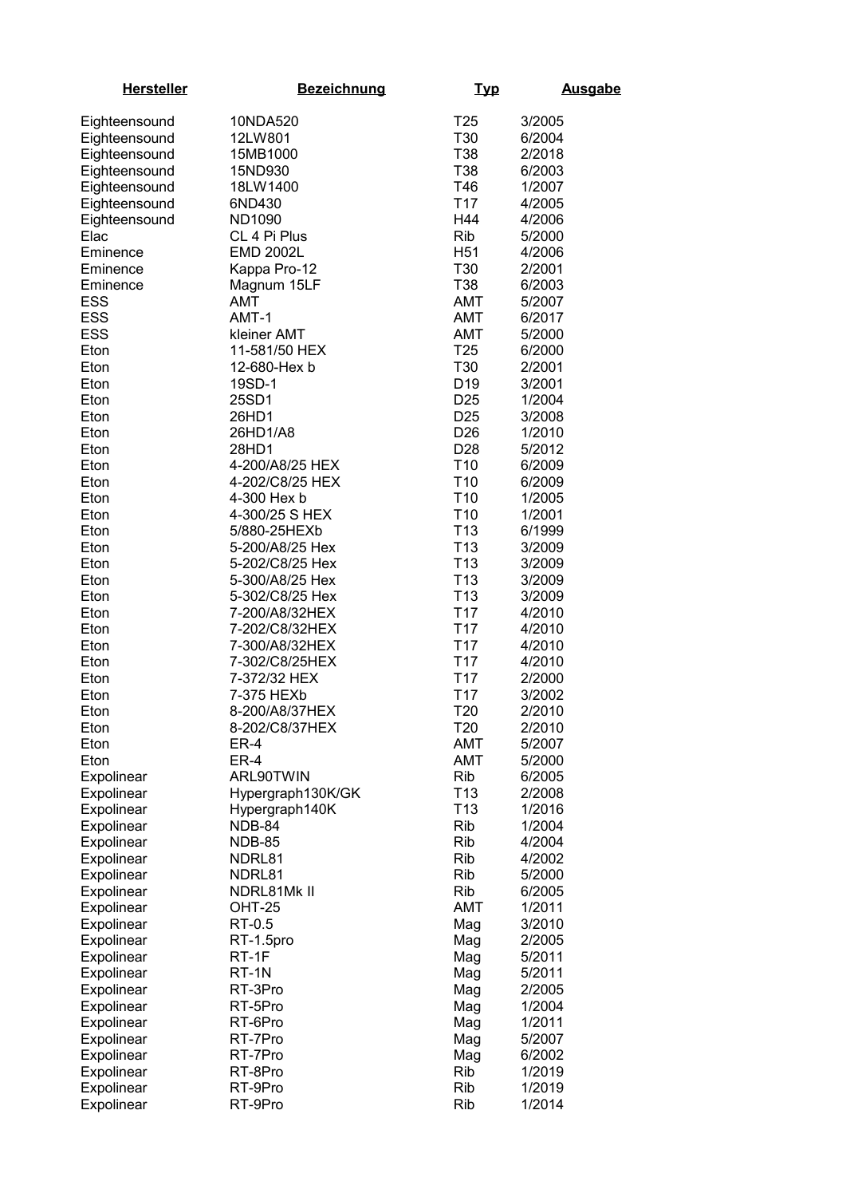| Hersteller | Bezeichnung | Typ | Ausgabe |
|---|---|---|---|
| Eighteensound | 10NDA520 | T25 | 3/2005 |
| Eighteensound | 12LW801 | T30 | 6/2004 |
| Eighteensound | 15MB1000 | T38 | 2/2018 |
| Eighteensound | 15ND930 | T38 | 6/2003 |
| Eighteensound | 18LW1400 | T46 | 1/2007 |
| Eighteensound | 6ND430 | T17 | 4/2005 |
| Eighteensound | ND1090 | H44 | 4/2006 |
| Elac | CL 4 Pi Plus | Rib | 5/2000 |
| Eminence | EMD 2002L | H51 | 4/2006 |
| Eminence | Kappa Pro-12 | T30 | 2/2001 |
| Eminence | Magnum 15LF | T38 | 6/2003 |
| ESS | AMT | AMT | 5/2007 |
| ESS | AMT-1 | AMT | 6/2017 |
| ESS | kleiner AMT | AMT | 5/2000 |
| Eton | 11-581/50 HEX | T25 | 6/2000 |
| Eton | 12-680-Hex b | T30 | 2/2001 |
| Eton | 19SD-1 | D19 | 3/2001 |
| Eton | 25SD1 | D25 | 1/2004 |
| Eton | 26HD1 | D25 | 3/2008 |
| Eton | 26HD1/A8 | D26 | 1/2010 |
| Eton | 28HD1 | D28 | 5/2012 |
| Eton | 4-200/A8/25 HEX | T10 | 6/2009 |
| Eton | 4-202/C8/25 HEX | T10 | 6/2009 |
| Eton | 4-300 Hex b | T10 | 1/2005 |
| Eton | 4-300/25 S HEX | T10 | 1/2001 |
| Eton | 5/880-25HEXb | T13 | 6/1999 |
| Eton | 5-200/A8/25 Hex | T13 | 3/2009 |
| Eton | 5-202/C8/25 Hex | T13 | 3/2009 |
| Eton | 5-300/A8/25 Hex | T13 | 3/2009 |
| Eton | 5-302/C8/25 Hex | T13 | 3/2009 |
| Eton | 7-200/A8/32HEX | T17 | 4/2010 |
| Eton | 7-202/C8/32HEX | T17 | 4/2010 |
| Eton | 7-300/A8/32HEX | T17 | 4/2010 |
| Eton | 7-302/C8/25HEX | T17 | 4/2010 |
| Eton | 7-372/32 HEX | T17 | 2/2000 |
| Eton | 7-375 HEXb | T17 | 3/2002 |
| Eton | 8-200/A8/37HEX | T20 | 2/2010 |
| Eton | 8-202/C8/37HEX | T20 | 2/2010 |
| Eton | ER-4 | AMT | 5/2007 |
| Eton | ER-4 | AMT | 5/2000 |
| Expolinear | ARL90TWIN | Rib | 6/2005 |
| Expolinear | Hypergraph130K/GK | T13 | 2/2008 |
| Expolinear | Hypergraph140K | T13 | 1/2016 |
| Expolinear | NDB-84 | Rib | 1/2004 |
| Expolinear | NDB-85 | Rib | 4/2004 |
| Expolinear | NDRL81 | Rib | 4/2002 |
| Expolinear | NDRL81 | Rib | 5/2000 |
| Expolinear | NDRL81Mk II | Rib | 6/2005 |
| Expolinear | OHT-25 | AMT | 1/2011 |
| Expolinear | RT-0.5 | Mag | 3/2010 |
| Expolinear | RT-1.5pro | Mag | 2/2005 |
| Expolinear | RT-1F | Mag | 5/2011 |
| Expolinear | RT-1N | Mag | 5/2011 |
| Expolinear | RT-3Pro | Mag | 2/2005 |
| Expolinear | RT-5Pro | Mag | 1/2004 |
| Expolinear | RT-6Pro | Mag | 1/2011 |
| Expolinear | RT-7Pro | Mag | 5/2007 |
| Expolinear | RT-7Pro | Mag | 6/2002 |
| Expolinear | RT-8Pro | Rib | 1/2019 |
| Expolinear | RT-9Pro | Rib | 1/2019 |
| Expolinear | RT-9Pro | Rib | 1/2014 |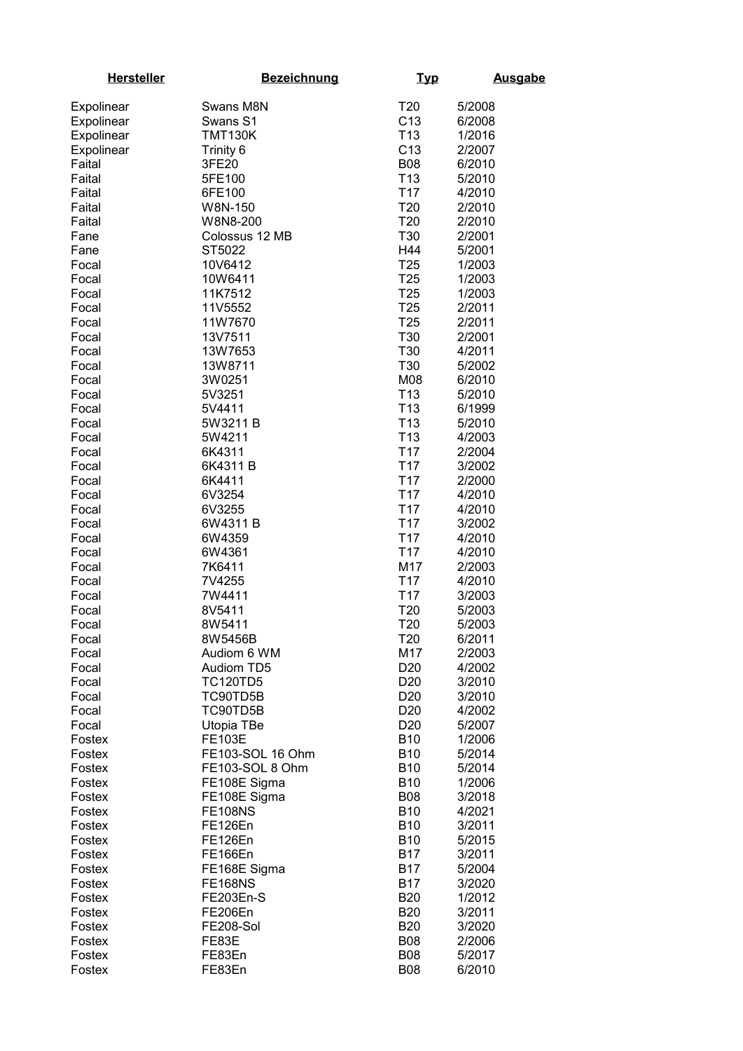| Hersteller | Bezeichnung | Typ | Ausgabe |
|---|---|---|---|
| Expolinear | Swans M8N | T20 | 5/2008 |
| Expolinear | Swans S1 | C13 | 6/2008 |
| Expolinear | TMT130K | T13 | 1/2016 |
| Expolinear | Trinity 6 | C13 | 2/2007 |
| Faital | 3FE20 | B08 | 6/2010 |
| Faital | 5FE100 | T13 | 5/2010 |
| Faital | 6FE100 | T17 | 4/2010 |
| Faital | W8N-150 | T20 | 2/2010 |
| Faital | W8N8-200 | T20 | 2/2010 |
| Fane | Colossus 12 MB | T30 | 2/2001 |
| Fane | ST5022 | H44 | 5/2001 |
| Focal | 10V6412 | T25 | 1/2003 |
| Focal | 10W6411 | T25 | 1/2003 |
| Focal | 11K7512 | T25 | 1/2003 |
| Focal | 11V5552 | T25 | 2/2011 |
| Focal | 11W7670 | T25 | 2/2011 |
| Focal | 13V7511 | T30 | 2/2001 |
| Focal | 13W7653 | T30 | 4/2011 |
| Focal | 13W8711 | T30 | 5/2002 |
| Focal | 3W0251 | M08 | 6/2010 |
| Focal | 5V3251 | T13 | 5/2010 |
| Focal | 5V4411 | T13 | 6/1999 |
| Focal | 5W3211 B | T13 | 5/2010 |
| Focal | 5W4211 | T13 | 4/2003 |
| Focal | 6K4311 | T17 | 2/2004 |
| Focal | 6K4311 B | T17 | 3/2002 |
| Focal | 6K4411 | T17 | 2/2000 |
| Focal | 6V3254 | T17 | 4/2010 |
| Focal | 6V3255 | T17 | 4/2010 |
| Focal | 6W4311 B | T17 | 3/2002 |
| Focal | 6W4359 | T17 | 4/2010 |
| Focal | 6W4361 | T17 | 4/2010 |
| Focal | 7K6411 | M17 | 2/2003 |
| Focal | 7V4255 | T17 | 4/2010 |
| Focal | 7W4411 | T17 | 3/2003 |
| Focal | 8V5411 | T20 | 5/2003 |
| Focal | 8W5411 | T20 | 5/2003 |
| Focal | 8W5456B | T20 | 6/2011 |
| Focal | Audiom 6 WM | M17 | 2/2003 |
| Focal | Audiom TD5 | D20 | 4/2002 |
| Focal | TC120TD5 | D20 | 3/2010 |
| Focal | TC90TD5B | D20 | 3/2010 |
| Focal | TC90TD5B | D20 | 4/2002 |
| Focal | Utopia TBe | D20 | 5/2007 |
| Fostex | FE103E | B10 | 1/2006 |
| Fostex | FE103-SOL 16 Ohm | B10 | 5/2014 |
| Fostex | FE103-SOL 8 Ohm | B10 | 5/2014 |
| Fostex | FE108E Sigma | B10 | 1/2006 |
| Fostex | FE108E Sigma | B08 | 3/2018 |
| Fostex | FE108NS | B10 | 4/2021 |
| Fostex | FE126En | B10 | 3/2011 |
| Fostex | FE126En | B10 | 5/2015 |
| Fostex | FE166En | B17 | 3/2011 |
| Fostex | FE168E Sigma | B17 | 5/2004 |
| Fostex | FE168NS | B17 | 3/2020 |
| Fostex | FE203En-S | B20 | 1/2012 |
| Fostex | FE206En | B20 | 3/2011 |
| Fostex | FE208-Sol | B20 | 3/2020 |
| Fostex | FE83E | B08 | 2/2006 |
| Fostex | FE83En | B08 | 5/2017 |
| Fostex | FE83En | B08 | 6/2010 |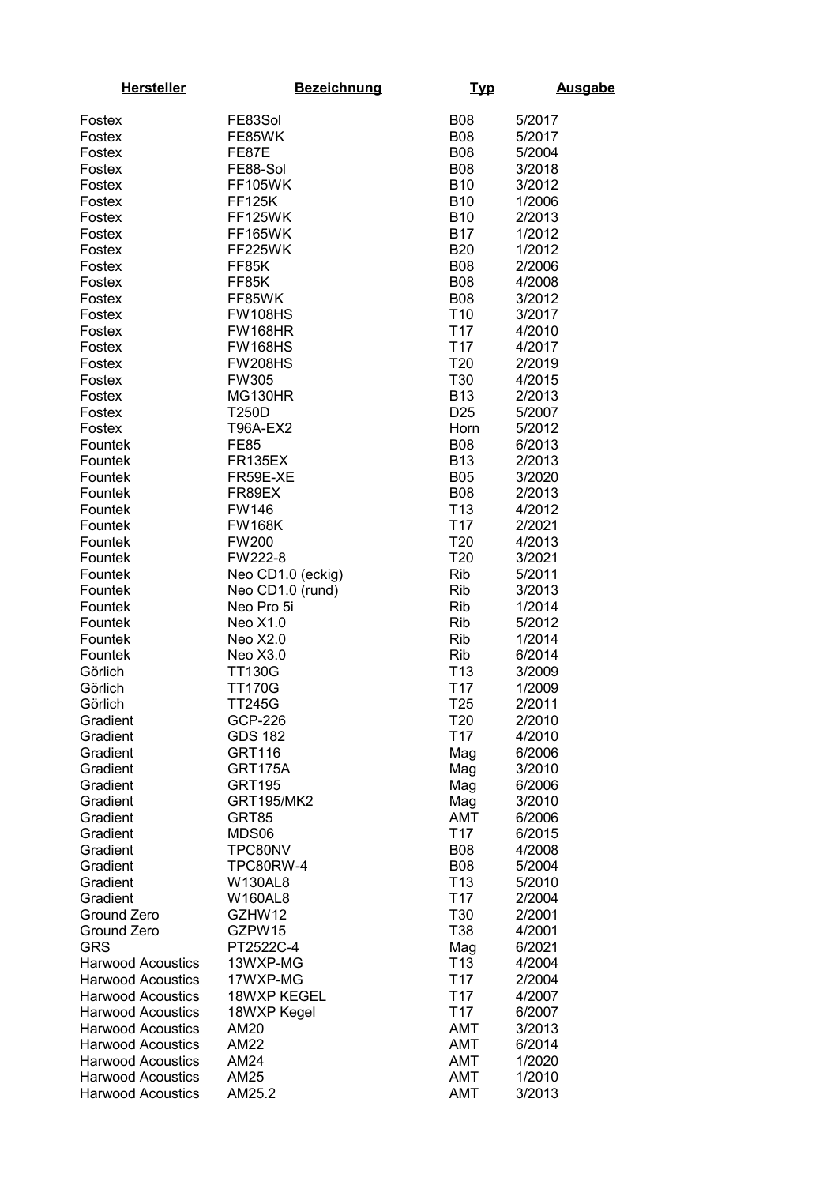| Hersteller | Bezeichnung | Typ | Ausgabe |
|---|---|---|---|
| Fostex | FE83Sol | B08 | 5/2017 |
| Fostex | FE85WK | B08 | 5/2017 |
| Fostex | FE87E | B08 | 5/2004 |
| Fostex | FE88-Sol | B08 | 3/2018 |
| Fostex | FF105WK | B10 | 3/2012 |
| Fostex | FF125K | B10 | 1/2006 |
| Fostex | FF125WK | B10 | 2/2013 |
| Fostex | FF165WK | B17 | 1/2012 |
| Fostex | FF225WK | B20 | 1/2012 |
| Fostex | FF85K | B08 | 2/2006 |
| Fostex | FF85K | B08 | 4/2008 |
| Fostex | FF85WK | B08 | 3/2012 |
| Fostex | FW108HS | T10 | 3/2017 |
| Fostex | FW168HR | T17 | 4/2010 |
| Fostex | FW168HS | T17 | 4/2017 |
| Fostex | FW208HS | T20 | 2/2019 |
| Fostex | FW305 | T30 | 4/2015 |
| Fostex | MG130HR | B13 | 2/2013 |
| Fostex | T250D | D25 | 5/2007 |
| Fostex | T96A-EX2 | Horn | 5/2012 |
| Fountek | FE85 | B08 | 6/2013 |
| Fountek | FR135EX | B13 | 2/2013 |
| Fountek | FR59E-XE | B05 | 3/2020 |
| Fountek | FR89EX | B08 | 2/2013 |
| Fountek | FW146 | T13 | 4/2012 |
| Fountek | FW168K | T17 | 2/2021 |
| Fountek | FW200 | T20 | 4/2013 |
| Fountek | FW222-8 | T20 | 3/2021 |
| Fountek | Neo CD1.0 (eckig) | Rib | 5/2011 |
| Fountek | Neo CD1.0 (rund) | Rib | 3/2013 |
| Fountek | Neo Pro 5i | Rib | 1/2014 |
| Fountek | Neo X1.0 | Rib | 5/2012 |
| Fountek | Neo X2.0 | Rib | 1/2014 |
| Fountek | Neo X3.0 | Rib | 6/2014 |
| Görlich | TT130G | T13 | 3/2009 |
| Görlich | TT170G | T17 | 1/2009 |
| Görlich | TT245G | T25 | 2/2011 |
| Gradient | GCP-226 | T20 | 2/2010 |
| Gradient | GDS 182 | T17 | 4/2010 |
| Gradient | GRT116 | Mag | 6/2006 |
| Gradient | GRT175A | Mag | 3/2010 |
| Gradient | GRT195 | Mag | 6/2006 |
| Gradient | GRT195/MK2 | Mag | 3/2010 |
| Gradient | GRT85 | AMT | 6/2006 |
| Gradient | MDS06 | T17 | 6/2015 |
| Gradient | TPC80NV | B08 | 4/2008 |
| Gradient | TPC80RW-4 | B08 | 5/2004 |
| Gradient | W130AL8 | T13 | 5/2010 |
| Gradient | W160AL8 | T17 | 2/2004 |
| Ground Zero | GZHW12 | T30 | 2/2001 |
| Ground Zero | GZPW15 | T38 | 4/2001 |
| GRS | PT2522C-4 | Mag | 6/2021 |
| Harwood Acoustics | 13WXP-MG | T13 | 4/2004 |
| Harwood Acoustics | 17WXP-MG | T17 | 2/2004 |
| Harwood Acoustics | 18WXP KEGEL | T17 | 4/2007 |
| Harwood Acoustics | 18WXP Kegel | T17 | 6/2007 |
| Harwood Acoustics | AM20 | AMT | 3/2013 |
| Harwood Acoustics | AM22 | AMT | 6/2014 |
| Harwood Acoustics | AM24 | AMT | 1/2020 |
| Harwood Acoustics | AM25 | AMT | 1/2010 |
| Harwood Acoustics | AM25.2 | AMT | 3/2013 |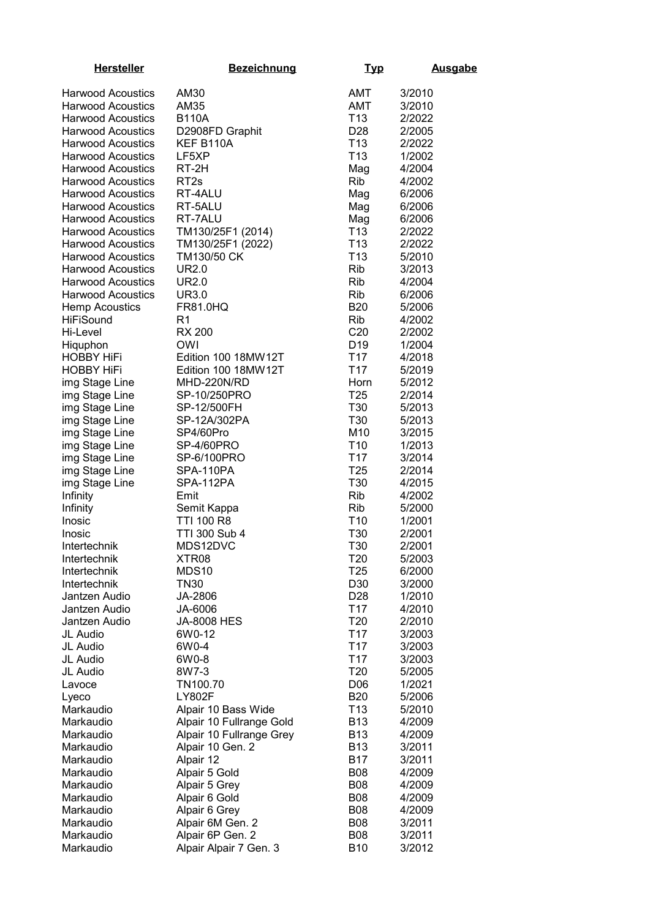| Hersteller | Bezeichnung | Typ | Ausgabe |
|---|---|---|---|
| Harwood Acoustics | AM30 | AMT | 3/2010 |
| Harwood Acoustics | AM35 | AMT | 3/2010 |
| Harwood Acoustics | B110A | T13 | 2/2022 |
| Harwood Acoustics | D2908FD Graphit | D28 | 2/2005 |
| Harwood Acoustics | KEF B110A | T13 | 2/2022 |
| Harwood Acoustics | LF5XP | T13 | 1/2002 |
| Harwood Acoustics | RT-2H | Mag | 4/2004 |
| Harwood Acoustics | RT2s | Rib | 4/2002 |
| Harwood Acoustics | RT-4ALU | Mag | 6/2006 |
| Harwood Acoustics | RT-5ALU | Mag | 6/2006 |
| Harwood Acoustics | RT-7ALU | Mag | 6/2006 |
| Harwood Acoustics | TM130/25F1 (2014) | T13 | 2/2022 |
| Harwood Acoustics | TM130/25F1 (2022) | T13 | 2/2022 |
| Harwood Acoustics | TM130/50 CK | T13 | 5/2010 |
| Harwood Acoustics | UR2.0 | Rib | 3/2013 |
| Harwood Acoustics | UR2.0 | Rib | 4/2004 |
| Harwood Acoustics | UR3.0 | Rib | 6/2006 |
| Hemp Acoustics | FR81.0HQ | B20 | 5/2006 |
| HiFiSound | R1 | Rib | 4/2002 |
| Hi-Level | RX 200 | C20 | 2/2002 |
| Hiquphon | OWI | D19 | 1/2004 |
| HOBBY HiFi | Edition 100 18MW12T | T17 | 4/2018 |
| HOBBY HiFi | Edition 100 18MW12T | T17 | 5/2019 |
| img Stage Line | MHD-220N/RD | Horn | 5/2012 |
| img Stage Line | SP-10/250PRO | T25 | 2/2014 |
| img Stage Line | SP-12/500FH | T30 | 5/2013 |
| img Stage Line | SP-12A/302PA | T30 | 5/2013 |
| img Stage Line | SP4/60Pro | M10 | 3/2015 |
| img Stage Line | SP-4/60PRO | T10 | 1/2013 |
| img Stage Line | SP-6/100PRO | T17 | 3/2014 |
| img Stage Line | SPA-110PA | T25 | 2/2014 |
| img Stage Line | SPA-112PA | T30 | 4/2015 |
| Infinity | Emit | Rib | 4/2002 |
| Infinity | Semit Kappa | Rib | 5/2000 |
| Inosic | TTI 100 R8 | T10 | 1/2001 |
| Inosic | TTI 300 Sub 4 | T30 | 2/2001 |
| Intertechnik | MDS12DVC | T30 | 2/2001 |
| Intertechnik | XTR08 | T20 | 5/2003 |
| Intertechnik | MDS10 | T25 | 6/2000 |
| Intertechnik | TN30 | D30 | 3/2000 |
| Jantzen Audio | JA-2806 | D28 | 1/2010 |
| Jantzen Audio | JA-6006 | T17 | 4/2010 |
| Jantzen Audio | JA-8008 HES | T20 | 2/2010 |
| JL Audio | 6W0-12 | T17 | 3/2003 |
| JL Audio | 6W0-4 | T17 | 3/2003 |
| JL Audio | 6W0-8 | T17 | 3/2003 |
| JL Audio | 8W7-3 | T20 | 5/2005 |
| Lavoce | TN100.70 | D06 | 1/2021 |
| Lyeco | LY802F | B20 | 5/2006 |
| Markaudio | Alpair 10 Bass Wide | T13 | 5/2010 |
| Markaudio | Alpair 10 Fullrange Gold | B13 | 4/2009 |
| Markaudio | Alpair 10 Fullrange Grey | B13 | 4/2009 |
| Markaudio | Alpair 10 Gen. 2 | B13 | 3/2011 |
| Markaudio | Alpair 12 | B17 | 3/2011 |
| Markaudio | Alpair 5 Gold | B08 | 4/2009 |
| Markaudio | Alpair 5 Grey | B08 | 4/2009 |
| Markaudio | Alpair 6 Gold | B08 | 4/2009 |
| Markaudio | Alpair 6 Grey | B08 | 4/2009 |
| Markaudio | Alpair 6M Gen. 2 | B08 | 3/2011 |
| Markaudio | Alpair 6P Gen. 2 | B08 | 3/2011 |
| Markaudio | Alpair Alpair 7 Gen. 3 | B10 | 3/2012 |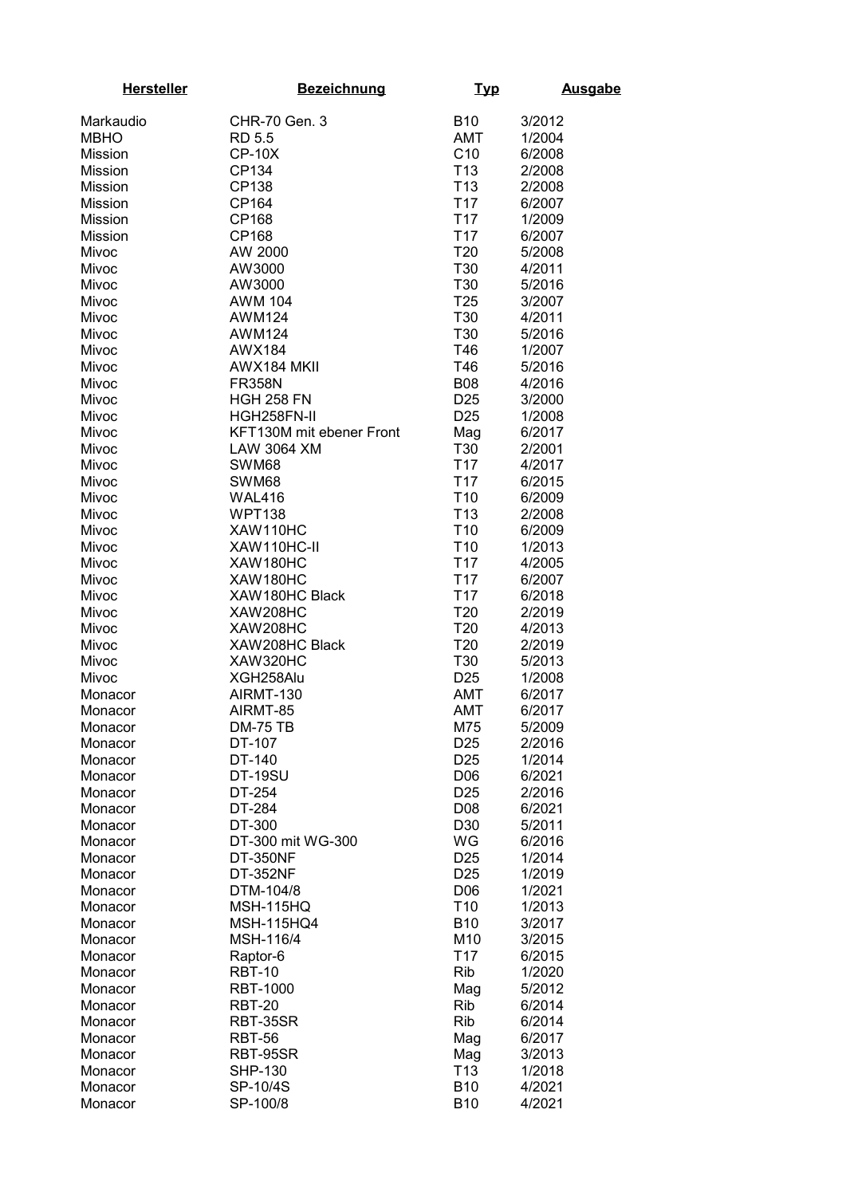| Hersteller | Bezeichnung | Typ | Ausgabe |
|---|---|---|---|
| Markaudio | CHR-70 Gen. 3 | B10 | 3/2012 |
| MBHO | RD 5.5 | AMT | 1/2004 |
| Mission | CP-10X | C10 | 6/2008 |
| Mission | CP134 | T13 | 2/2008 |
| Mission | CP138 | T13 | 2/2008 |
| Mission | CP164 | T17 | 6/2007 |
| Mission | CP168 | T17 | 1/2009 |
| Mission | CP168 | T17 | 6/2007 |
| Mivoc | AW 2000 | T20 | 5/2008 |
| Mivoc | AW3000 | T30 | 4/2011 |
| Mivoc | AW3000 | T30 | 5/2016 |
| Mivoc | AWM 104 | T25 | 3/2007 |
| Mivoc | AWM124 | T30 | 4/2011 |
| Mivoc | AWM124 | T30 | 5/2016 |
| Mivoc | AWX184 | T46 | 1/2007 |
| Mivoc | AWX184 MKII | T46 | 5/2016 |
| Mivoc | FR358N | B08 | 4/2016 |
| Mivoc | HGH 258 FN | D25 | 3/2000 |
| Mivoc | HGH258FN-II | D25 | 1/2008 |
| Mivoc | KFT130M mit ebener Front | Mag | 6/2017 |
| Mivoc | LAW 3064 XM | T30 | 2/2001 |
| Mivoc | SWM68 | T17 | 4/2017 |
| Mivoc | SWM68 | T17 | 6/2015 |
| Mivoc | WAL416 | T10 | 6/2009 |
| Mivoc | WPT138 | T13 | 2/2008 |
| Mivoc | XAW110HC | T10 | 6/2009 |
| Mivoc | XAW110HC-II | T10 | 1/2013 |
| Mivoc | XAW180HC | T17 | 4/2005 |
| Mivoc | XAW180HC | T17 | 6/2007 |
| Mivoc | XAW180HC Black | T17 | 6/2018 |
| Mivoc | XAW208HC | T20 | 2/2019 |
| Mivoc | XAW208HC | T20 | 4/2013 |
| Mivoc | XAW208HC Black | T20 | 2/2019 |
| Mivoc | XAW320HC | T30 | 5/2013 |
| Mivoc | XGH258Alu | D25 | 1/2008 |
| Monacor | AIRMT-130 | AMT | 6/2017 |
| Monacor | AIRMT-85 | AMT | 6/2017 |
| Monacor | DM-75 TB | M75 | 5/2009 |
| Monacor | DT-107 | D25 | 2/2016 |
| Monacor | DT-140 | D25 | 1/2014 |
| Monacor | DT-19SU | D06 | 6/2021 |
| Monacor | DT-254 | D25 | 2/2016 |
| Monacor | DT-284 | D08 | 6/2021 |
| Monacor | DT-300 | D30 | 5/2011 |
| Monacor | DT-300 mit WG-300 | WG | 6/2016 |
| Monacor | DT-350NF | D25 | 1/2014 |
| Monacor | DT-352NF | D25 | 1/2019 |
| Monacor | DTM-104/8 | D06 | 1/2021 |
| Monacor | MSH-115HQ | T10 | 1/2013 |
| Monacor | MSH-115HQ4 | B10 | 3/2017 |
| Monacor | MSH-116/4 | M10 | 3/2015 |
| Monacor | Raptor-6 | T17 | 6/2015 |
| Monacor | RBT-10 | Rib | 1/2020 |
| Monacor | RBT-1000 | Mag | 5/2012 |
| Monacor | RBT-20 | Rib | 6/2014 |
| Monacor | RBT-35SR | Rib | 6/2014 |
| Monacor | RBT-56 | Mag | 6/2017 |
| Monacor | RBT-95SR | Mag | 3/2013 |
| Monacor | SHP-130 | T13 | 1/2018 |
| Monacor | SP-10/4S | B10 | 4/2021 |
| Monacor | SP-100/8 | B10 | 4/2021 |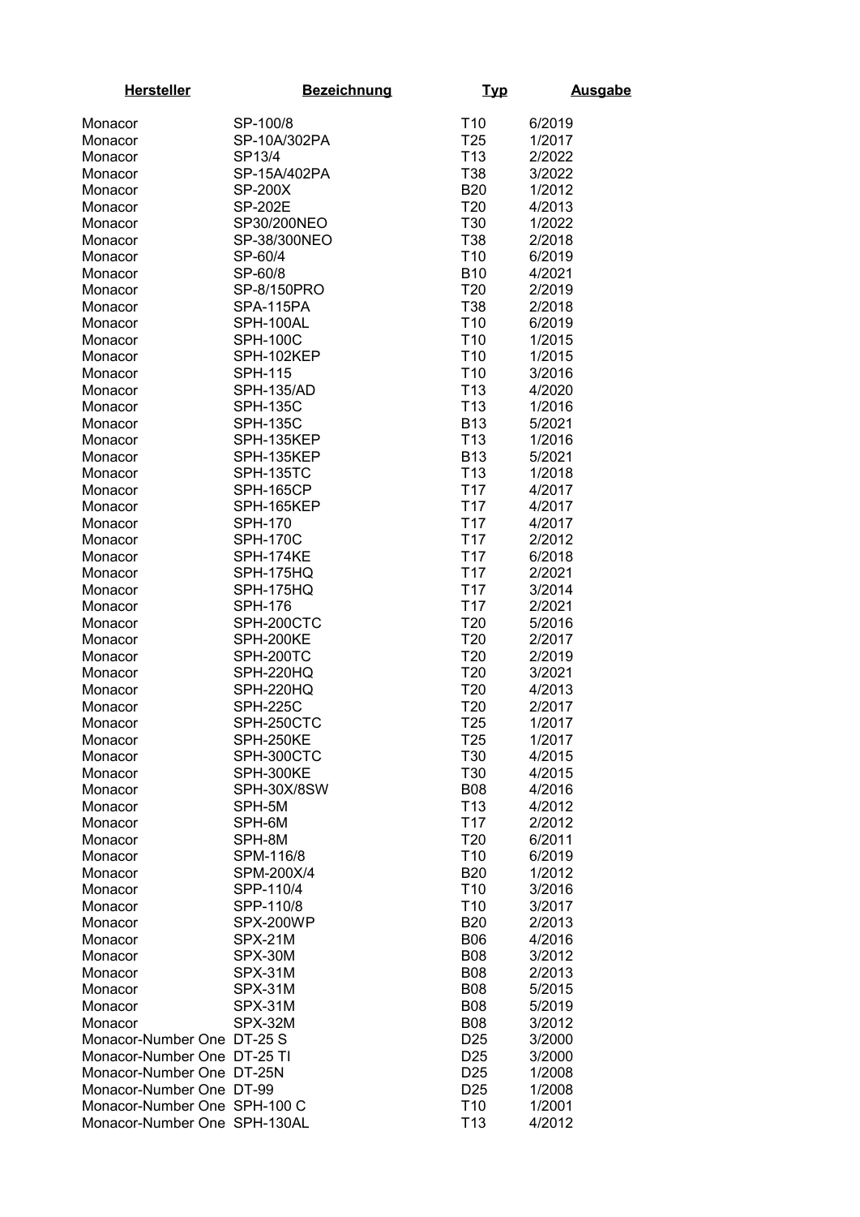| Hersteller | Bezeichnung | Typ | Ausgabe |
|---|---|---|---|
| Monacor | SP-100/8 | T10 | 6/2019 |
| Monacor | SP-10A/302PA | T25 | 1/2017 |
| Monacor | SP13/4 | T13 | 2/2022 |
| Monacor | SP-15A/402PA | T38 | 3/2022 |
| Monacor | SP-200X | B20 | 1/2012 |
| Monacor | SP-202E | T20 | 4/2013 |
| Monacor | SP30/200NEO | T30 | 1/2022 |
| Monacor | SP-38/300NEO | T38 | 2/2018 |
| Monacor | SP-60/4 | T10 | 6/2019 |
| Monacor | SP-60/8 | B10 | 4/2021 |
| Monacor | SP-8/150PRO | T20 | 2/2019 |
| Monacor | SPA-115PA | T38 | 2/2018 |
| Monacor | SPH-100AL | T10 | 6/2019 |
| Monacor | SPH-100C | T10 | 1/2015 |
| Monacor | SPH-102KEP | T10 | 1/2015 |
| Monacor | SPH-115 | T10 | 3/2016 |
| Monacor | SPH-135/AD | T13 | 4/2020 |
| Monacor | SPH-135C | T13 | 1/2016 |
| Monacor | SPH-135C | B13 | 5/2021 |
| Monacor | SPH-135KEP | T13 | 1/2016 |
| Monacor | SPH-135KEP | B13 | 5/2021 |
| Monacor | SPH-135TC | T13 | 1/2018 |
| Monacor | SPH-165CP | T17 | 4/2017 |
| Monacor | SPH-165KEP | T17 | 4/2017 |
| Monacor | SPH-170 | T17 | 4/2017 |
| Monacor | SPH-170C | T17 | 2/2012 |
| Monacor | SPH-174KE | T17 | 6/2018 |
| Monacor | SPH-175HQ | T17 | 2/2021 |
| Monacor | SPH-175HQ | T17 | 3/2014 |
| Monacor | SPH-176 | T17 | 2/2021 |
| Monacor | SPH-200CTC | T20 | 5/2016 |
| Monacor | SPH-200KE | T20 | 2/2017 |
| Monacor | SPH-200TC | T20 | 2/2019 |
| Monacor | SPH-220HQ | T20 | 3/2021 |
| Monacor | SPH-220HQ | T20 | 4/2013 |
| Monacor | SPH-225C | T20 | 2/2017 |
| Monacor | SPH-250CTC | T25 | 1/2017 |
| Monacor | SPH-250KE | T25 | 1/2017 |
| Monacor | SPH-300CTC | T30 | 4/2015 |
| Monacor | SPH-300KE | T30 | 4/2015 |
| Monacor | SPH-30X/8SW | B08 | 4/2016 |
| Monacor | SPH-5M | T13 | 4/2012 |
| Monacor | SPH-6M | T17 | 2/2012 |
| Monacor | SPH-8M | T20 | 6/2011 |
| Monacor | SPM-116/8 | T10 | 6/2019 |
| Monacor | SPM-200X/4 | B20 | 1/2012 |
| Monacor | SPP-110/4 | T10 | 3/2016 |
| Monacor | SPP-110/8 | T10 | 3/2017 |
| Monacor | SPX-200WP | B20 | 2/2013 |
| Monacor | SPX-21M | B06 | 4/2016 |
| Monacor | SPX-30M | B08 | 3/2012 |
| Monacor | SPX-31M | B08 | 2/2013 |
| Monacor | SPX-31M | B08 | 5/2015 |
| Monacor | SPX-31M | B08 | 5/2019 |
| Monacor | SPX-32M | B08 | 3/2012 |
| Monacor-Number One | DT-25 S | D25 | 3/2000 |
| Monacor-Number One | DT-25 TI | D25 | 3/2000 |
| Monacor-Number One | DT-25N | D25 | 1/2008 |
| Monacor-Number One | DT-99 | D25 | 1/2008 |
| Monacor-Number One | SPH-100 C | T10 | 1/2001 |
| Monacor-Number One | SPH-130AL | T13 | 4/2012 |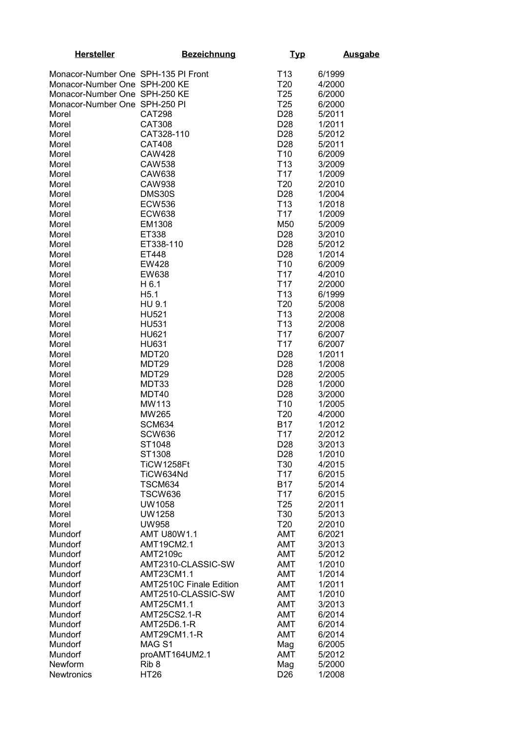| Hersteller | Bezeichnung | Typ | Ausgabe |
|---|---|---|---|
| Monacor-Number One | SPH-135 PI Front | T13 | 6/1999 |
| Monacor-Number One | SPH-200 KE | T20 | 4/2000 |
| Monacor-Number One | SPH-250 KE | T25 | 6/2000 |
| Monacor-Number One | SPH-250 PI | T25 | 6/2000 |
| Morel | CAT298 | D28 | 5/2011 |
| Morel | CAT308 | D28 | 1/2011 |
| Morel | CAT328-110 | D28 | 5/2012 |
| Morel | CAT408 | D28 | 5/2011 |
| Morel | CAW428 | T10 | 6/2009 |
| Morel | CAW538 | T13 | 3/2009 |
| Morel | CAW638 | T17 | 1/2009 |
| Morel | CAW938 | T20 | 2/2010 |
| Morel | DMS30S | D28 | 1/2004 |
| Morel | ECW536 | T13 | 1/2018 |
| Morel | ECW638 | T17 | 1/2009 |
| Morel | EM1308 | M50 | 5/2009 |
| Morel | ET338 | D28 | 3/2010 |
| Morel | ET338-110 | D28 | 5/2012 |
| Morel | ET448 | D28 | 1/2014 |
| Morel | EW428 | T10 | 6/2009 |
| Morel | EW638 | T17 | 4/2010 |
| Morel | H 6.1 | T17 | 2/2000 |
| Morel | H5.1 | T13 | 6/1999 |
| Morel | HU 9.1 | T20 | 5/2008 |
| Morel | HU521 | T13 | 2/2008 |
| Morel | HU531 | T13 | 2/2008 |
| Morel | HU621 | T17 | 6/2007 |
| Morel | HU631 | T17 | 6/2007 |
| Morel | MDT20 | D28 | 1/2011 |
| Morel | MDT29 | D28 | 1/2008 |
| Morel | MDT29 | D28 | 2/2005 |
| Morel | MDT33 | D28 | 1/2000 |
| Morel | MDT40 | D28 | 3/2000 |
| Morel | MW113 | T10 | 1/2005 |
| Morel | MW265 | T20 | 4/2000 |
| Morel | SCM634 | B17 | 1/2012 |
| Morel | SCW636 | T17 | 2/2012 |
| Morel | ST1048 | D28 | 3/2013 |
| Morel | ST1308 | D28 | 1/2010 |
| Morel | TiCW1258Ft | T30 | 4/2015 |
| Morel | TiCW634Nd | T17 | 6/2015 |
| Morel | TSCM634 | B17 | 5/2014 |
| Morel | TSCW636 | T17 | 6/2015 |
| Morel | UW1058 | T25 | 2/2011 |
| Morel | UW1258 | T30 | 5/2013 |
| Morel | UW958 | T20 | 2/2010 |
| Mundorf | AMT U80W1.1 | AMT | 6/2021 |
| Mundorf | AMT19CM2.1 | AMT | 3/2013 |
| Mundorf | AMT2109c | AMT | 5/2012 |
| Mundorf | AMT2310-CLASSIC-SW | AMT | 1/2010 |
| Mundorf | AMT23CM1.1 | AMT | 1/2014 |
| Mundorf | AMT2510C Finale Edition | AMT | 1/2011 |
| Mundorf | AMT2510-CLASSIC-SW | AMT | 1/2010 |
| Mundorf | AMT25CM1.1 | AMT | 3/2013 |
| Mundorf | AMT25CS2.1-R | AMT | 6/2014 |
| Mundorf | AMT25D6.1-R | AMT | 6/2014 |
| Mundorf | AMT29CM1.1-R | AMT | 6/2014 |
| Mundorf | MAG S1 | Mag | 6/2005 |
| Mundorf | proAMT164UM2.1 | AMT | 5/2012 |
| Newform | Rib 8 | Mag | 5/2000 |
| Newtronics | HT26 | D26 | 1/2008 |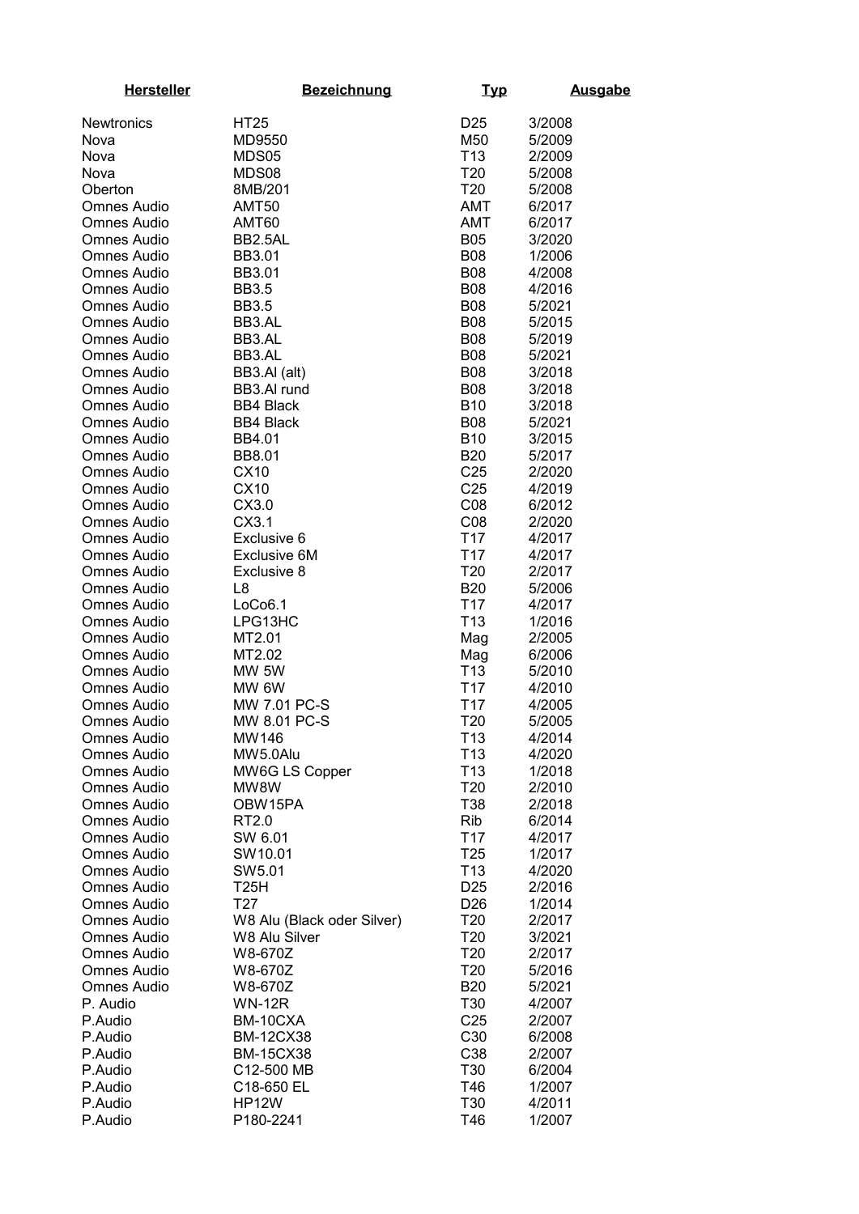| Hersteller | Bezeichnung | Typ | Ausgabe |
|---|---|---|---|
| Newtronics | HT25 | D25 | 3/2008 |
| Nova | MD9550 | M50 | 5/2009 |
| Nova | MDS05 | T13 | 2/2009 |
| Nova | MDS08 | T20 | 5/2008 |
| Oberton | 8MB/201 | T20 | 5/2008 |
| Omnes Audio | AMT50 | AMT | 6/2017 |
| Omnes Audio | AMT60 | AMT | 6/2017 |
| Omnes Audio | BB2.5AL | B05 | 3/2020 |
| Omnes Audio | BB3.01 | B08 | 1/2006 |
| Omnes Audio | BB3.01 | B08 | 4/2008 |
| Omnes Audio | BB3.5 | B08 | 4/2016 |
| Omnes Audio | BB3.5 | B08 | 5/2021 |
| Omnes Audio | BB3.AL | B08 | 5/2015 |
| Omnes Audio | BB3.AL | B08 | 5/2019 |
| Omnes Audio | BB3.AL | B08 | 5/2021 |
| Omnes Audio | BB3.Al (alt) | B08 | 3/2018 |
| Omnes Audio | BB3.Al rund | B08 | 3/2018 |
| Omnes Audio | BB4 Black | B10 | 3/2018 |
| Omnes Audio | BB4 Black | B08 | 5/2021 |
| Omnes Audio | BB4.01 | B10 | 3/2015 |
| Omnes Audio | BB8.01 | B20 | 5/2017 |
| Omnes Audio | CX10 | C25 | 2/2020 |
| Omnes Audio | CX10 | C25 | 4/2019 |
| Omnes Audio | CX3.0 | C08 | 6/2012 |
| Omnes Audio | CX3.1 | C08 | 2/2020 |
| Omnes Audio | Exclusive 6 | T17 | 4/2017 |
| Omnes Audio | Exclusive 6M | T17 | 4/2017 |
| Omnes Audio | Exclusive 8 | T20 | 2/2017 |
| Omnes Audio | L8 | B20 | 5/2006 |
| Omnes Audio | LoCo6.1 | T17 | 4/2017 |
| Omnes Audio | LPG13HC | T13 | 1/2016 |
| Omnes Audio | MT2.01 | Mag | 2/2005 |
| Omnes Audio | MT2.02 | Mag | 6/2006 |
| Omnes Audio | MW 5W | T13 | 5/2010 |
| Omnes Audio | MW 6W | T17 | 4/2010 |
| Omnes Audio | MW 7.01 PC-S | T17 | 4/2005 |
| Omnes Audio | MW 8.01 PC-S | T20 | 5/2005 |
| Omnes Audio | MW146 | T13 | 4/2014 |
| Omnes Audio | MW5.0Alu | T13 | 4/2020 |
| Omnes Audio | MW6G LS Copper | T13 | 1/2018 |
| Omnes Audio | MW8W | T20 | 2/2010 |
| Omnes Audio | OBW15PA | T38 | 2/2018 |
| Omnes Audio | RT2.0 | Rib | 6/2014 |
| Omnes Audio | SW 6.01 | T17 | 4/2017 |
| Omnes Audio | SW10.01 | T25 | 1/2017 |
| Omnes Audio | SW5.01 | T13 | 4/2020 |
| Omnes Audio | T25H | D25 | 2/2016 |
| Omnes Audio | T27 | D26 | 1/2014 |
| Omnes Audio | W8 Alu (Black oder Silver) | T20 | 2/2017 |
| Omnes Audio | W8 Alu Silver | T20 | 3/2021 |
| Omnes Audio | W8-670Z | T20 | 2/2017 |
| Omnes Audio | W8-670Z | T20 | 5/2016 |
| Omnes Audio | W8-670Z | B20 | 5/2021 |
| P. Audio | WN-12R | T30 | 4/2007 |
| P.Audio | BM-10CXA | C25 | 2/2007 |
| P.Audio | BM-12CX38 | C30 | 6/2008 |
| P.Audio | BM-15CX38 | C38 | 2/2007 |
| P.Audio | C12-500 MB | T30 | 6/2004 |
| P.Audio | C18-650 EL | T46 | 1/2007 |
| P.Audio | HP12W | T30 | 4/2011 |
| P.Audio | P180-2241 | T46 | 1/2007 |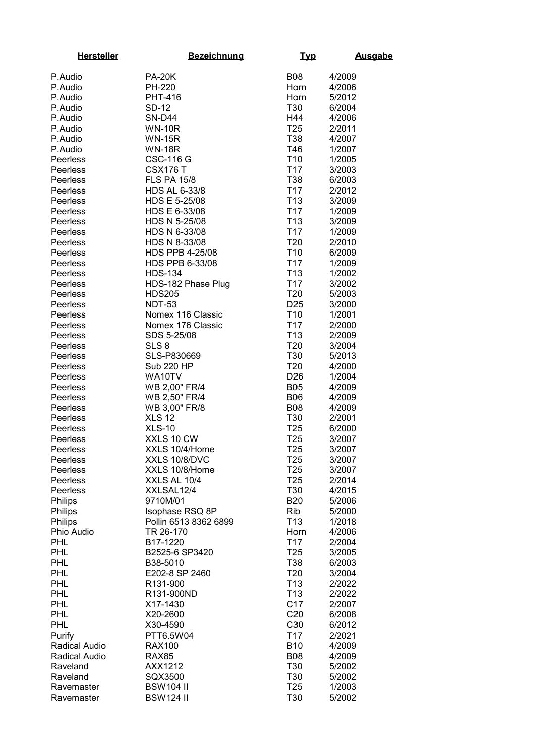| **Hersteller** | **Bezeichnung** | **Typ** | **Ausgabe** |
|---|---|---|---|
| P.Audio | PA-20K | B08 | 4/2009 |
| P.Audio | PH-220 | Horn | 4/2006 |
| P.Audio | PHT-416 | Horn | 5/2012 |
| P.Audio | SD-12 | T30 | 6/2004 |
| P.Audio | SN-D44 | H44 | 4/2006 |
| P.Audio | WN-10R | T25 | 2/2011 |
| P.Audio | WN-15R | T38 | 4/2007 |
| P.Audio | WN-18R | T46 | 1/2007 |
| Peerless | CSC-116 G | T10 | 1/2005 |
| Peerless | CSX176 T | T17 | 3/2003 |
| Peerless | FLS PA 15/8 | T38 | 6/2003 |
| Peerless | HDS AL 6-33/8 | T17 | 2/2012 |
| Peerless | HDS E 5-25/08 | T13 | 3/2009 |
| Peerless | HDS E 6-33/08 | T17 | 1/2009 |
| Peerless | HDS N 5-25/08 | T13 | 3/2009 |
| Peerless | HDS N 6-33/08 | T17 | 1/2009 |
| Peerless | HDS N 8-33/08 | T20 | 2/2010 |
| Peerless | HDS PPB 4-25/08 | T10 | 6/2009 |
| Peerless | HDS PPB 6-33/08 | T17 | 1/2009 |
| Peerless | HDS-134 | T13 | 1/2002 |
| Peerless | HDS-182 Phase Plug | T17 | 3/2002 |
| Peerless | HDS205 | T20 | 5/2003 |
| Peerless | NDT-53 | D25 | 3/2000 |
| Peerless | Nomex 116 Classic | T10 | 1/2001 |
| Peerless | Nomex 176 Classic | T17 | 2/2000 |
| Peerless | SDS 5-25/08 | T13 | 2/2009 |
| Peerless | SLS 8 | T20 | 3/2004 |
| Peerless | SLS-P830669 | T30 | 5/2013 |
| Peerless | Sub 220 HP | T20 | 4/2000 |
| Peerless | WA10TV | D26 | 1/2004 |
| Peerless | WB 2,00" FR/4 | B05 | 4/2009 |
| Peerless | WB 2,50" FR/4 | B06 | 4/2009 |
| Peerless | WB 3,00" FR/8 | B08 | 4/2009 |
| Peerless | XLS 12 | T30 | 2/2001 |
| Peerless | XLS-10 | T25 | 6/2000 |
| Peerless | XXLS 10 CW | T25 | 3/2007 |
| Peerless | XXLS 10/4/Home | T25 | 3/2007 |
| Peerless | XXLS 10/8/DVC | T25 | 3/2007 |
| Peerless | XXLS 10/8/Home | T25 | 3/2007 |
| Peerless | XXLS AL 10/4 | T25 | 2/2014 |
| Peerless | XXLSAL12/4 | T30 | 4/2015 |
| Philips | 9710M/01 | B20 | 5/2006 |
| Philips | Isophase RSQ 8P | Rib | 5/2000 |
| Philips | Pollin 6513 8362 6899 | T13 | 1/2018 |
| Phio Audio | TR 26-170 | Horn | 4/2006 |
| PHL | B17-1220 | T17 | 2/2004 |
| PHL | B2525-6 SP3420 | T25 | 3/2005 |
| PHL | B38-5010 | T38 | 6/2003 |
| PHL | E202-8 SP 2460 | T20 | 3/2004 |
| PHL | R131-900 | T13 | 2/2022 |
| PHL | R131-900ND | T13 | 2/2022 |
| PHL | X17-1430 | C17 | 2/2007 |
| PHL | X20-2600 | C20 | 6/2008 |
| PHL | X30-4590 | C30 | 6/2012 |
| Purify | PTT6.5W04 | T17 | 2/2021 |
| Radical Audio | RAX100 | B10 | 4/2009 |
| Radical Audio | RAX85 | B08 | 4/2009 |
| Raveland | AXX1212 | T30 | 5/2002 |
| Raveland | SQX3500 | T30 | 5/2002 |
| Ravemaster | BSW104 II | T25 | 1/2003 |
| Ravemaster | BSW124 II | T30 | 5/2002 |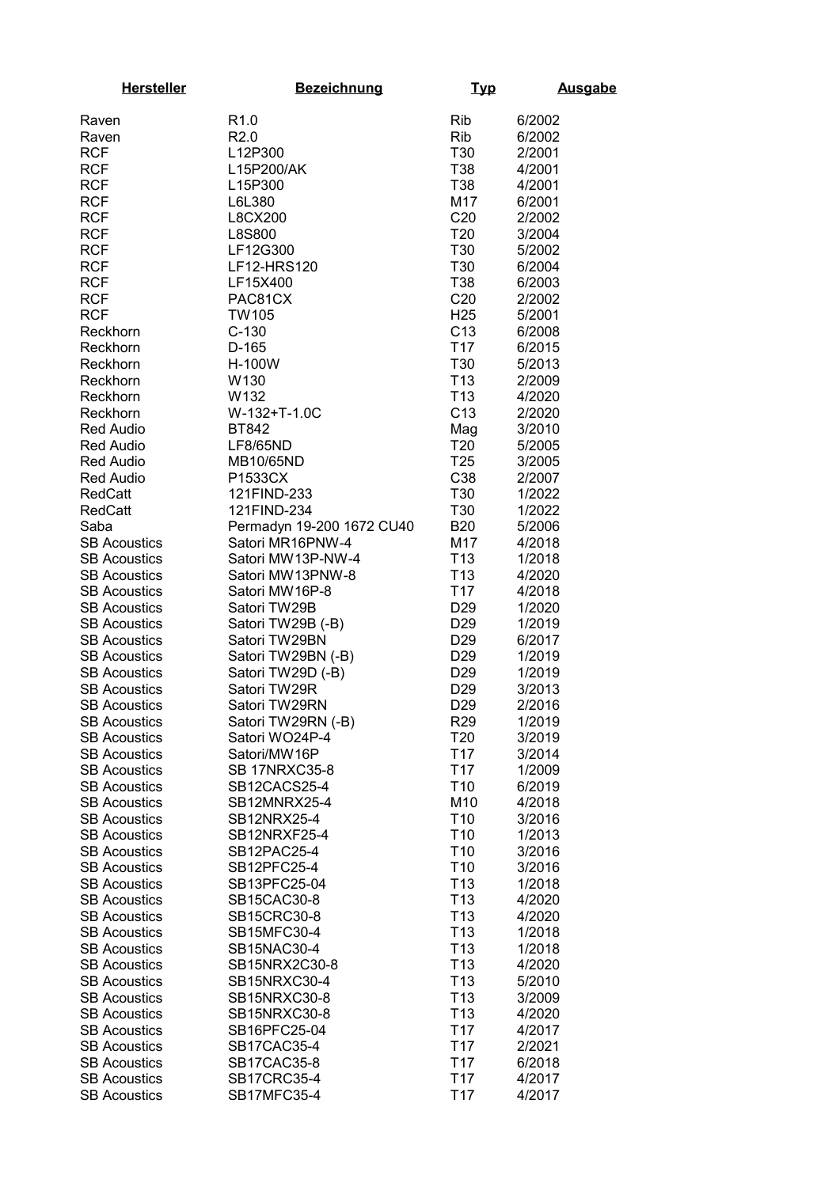| Hersteller | Bezeichnung | Typ | Ausgabe |
|---|---|---|---|
| Raven | R1.0 | Rib | 6/2002 |
| Raven | R2.0 | Rib | 6/2002 |
| RCF | L12P300 | T30 | 2/2001 |
| RCF | L15P200/AK | T38 | 4/2001 |
| RCF | L15P300 | T38 | 4/2001 |
| RCF | L6L380 | M17 | 6/2001 |
| RCF | L8CX200 | C20 | 2/2002 |
| RCF | L8S800 | T20 | 3/2004 |
| RCF | LF12G300 | T30 | 5/2002 |
| RCF | LF12-HRS120 | T30 | 6/2004 |
| RCF | LF15X400 | T38 | 6/2003 |
| RCF | PAC81CX | C20 | 2/2002 |
| RCF | TW105 | H25 | 5/2001 |
| Reckhorn | C-130 | C13 | 6/2008 |
| Reckhorn | D-165 | T17 | 6/2015 |
| Reckhorn | H-100W | T30 | 5/2013 |
| Reckhorn | W130 | T13 | 2/2009 |
| Reckhorn | W132 | T13 | 4/2020 |
| Reckhorn | W-132+T-1.0C | C13 | 2/2020 |
| Red Audio | BT842 | Mag | 3/2010 |
| Red Audio | LF8/65ND | T20 | 5/2005 |
| Red Audio | MB10/65ND | T25 | 3/2005 |
| Red Audio | P1533CX | C38 | 2/2007 |
| RedCatt | 121FIND-233 | T30 | 1/2022 |
| RedCatt | 121FIND-234 | T30 | 1/2022 |
| Saba | Permadyn 19-200 1672 CU40 | B20 | 5/2006 |
| SB Acoustics | Satori MR16PNW-4 | M17 | 4/2018 |
| SB Acoustics | Satori MW13P-NW-4 | T13 | 1/2018 |
| SB Acoustics | Satori MW13PNW-8 | T13 | 4/2020 |
| SB Acoustics | Satori MW16P-8 | T17 | 4/2018 |
| SB Acoustics | Satori TW29B | D29 | 1/2020 |
| SB Acoustics | Satori TW29B (-B) | D29 | 1/2019 |
| SB Acoustics | Satori TW29BN | D29 | 6/2017 |
| SB Acoustics | Satori TW29BN (-B) | D29 | 1/2019 |
| SB Acoustics | Satori TW29D (-B) | D29 | 1/2019 |
| SB Acoustics | Satori TW29R | D29 | 3/2013 |
| SB Acoustics | Satori TW29RN | D29 | 2/2016 |
| SB Acoustics | Satori TW29RN (-B) | R29 | 1/2019 |
| SB Acoustics | Satori WO24P-4 | T20 | 3/2019 |
| SB Acoustics | Satori/MW16P | T17 | 3/2014 |
| SB Acoustics | SB 17NRXC35-8 | T17 | 1/2009 |
| SB Acoustics | SB12CACS25-4 | T10 | 6/2019 |
| SB Acoustics | SB12MNRX25-4 | M10 | 4/2018 |
| SB Acoustics | SB12NRX25-4 | T10 | 3/2016 |
| SB Acoustics | SB12NRXF25-4 | T10 | 1/2013 |
| SB Acoustics | SB12PAC25-4 | T10 | 3/2016 |
| SB Acoustics | SB12PFC25-4 | T10 | 3/2016 |
| SB Acoustics | SB13PFC25-04 | T13 | 1/2018 |
| SB Acoustics | SB15CAC30-8 | T13 | 4/2020 |
| SB Acoustics | SB15CRC30-8 | T13 | 4/2020 |
| SB Acoustics | SB15MFC30-4 | T13 | 1/2018 |
| SB Acoustics | SB15NAC30-4 | T13 | 1/2018 |
| SB Acoustics | SB15NRX2C30-8 | T13 | 4/2020 |
| SB Acoustics | SB15NRXC30-4 | T13 | 5/2010 |
| SB Acoustics | SB15NRXC30-8 | T13 | 3/2009 |
| SB Acoustics | SB15NRXC30-8 | T13 | 4/2020 |
| SB Acoustics | SB16PFC25-04 | T17 | 4/2017 |
| SB Acoustics | SB17CAC35-4 | T17 | 2/2021 |
| SB Acoustics | SB17CAC35-8 | T17 | 6/2018 |
| SB Acoustics | SB17CRC35-4 | T17 | 4/2017 |
| SB Acoustics | SB17MFC35-4 | T17 | 4/2017 |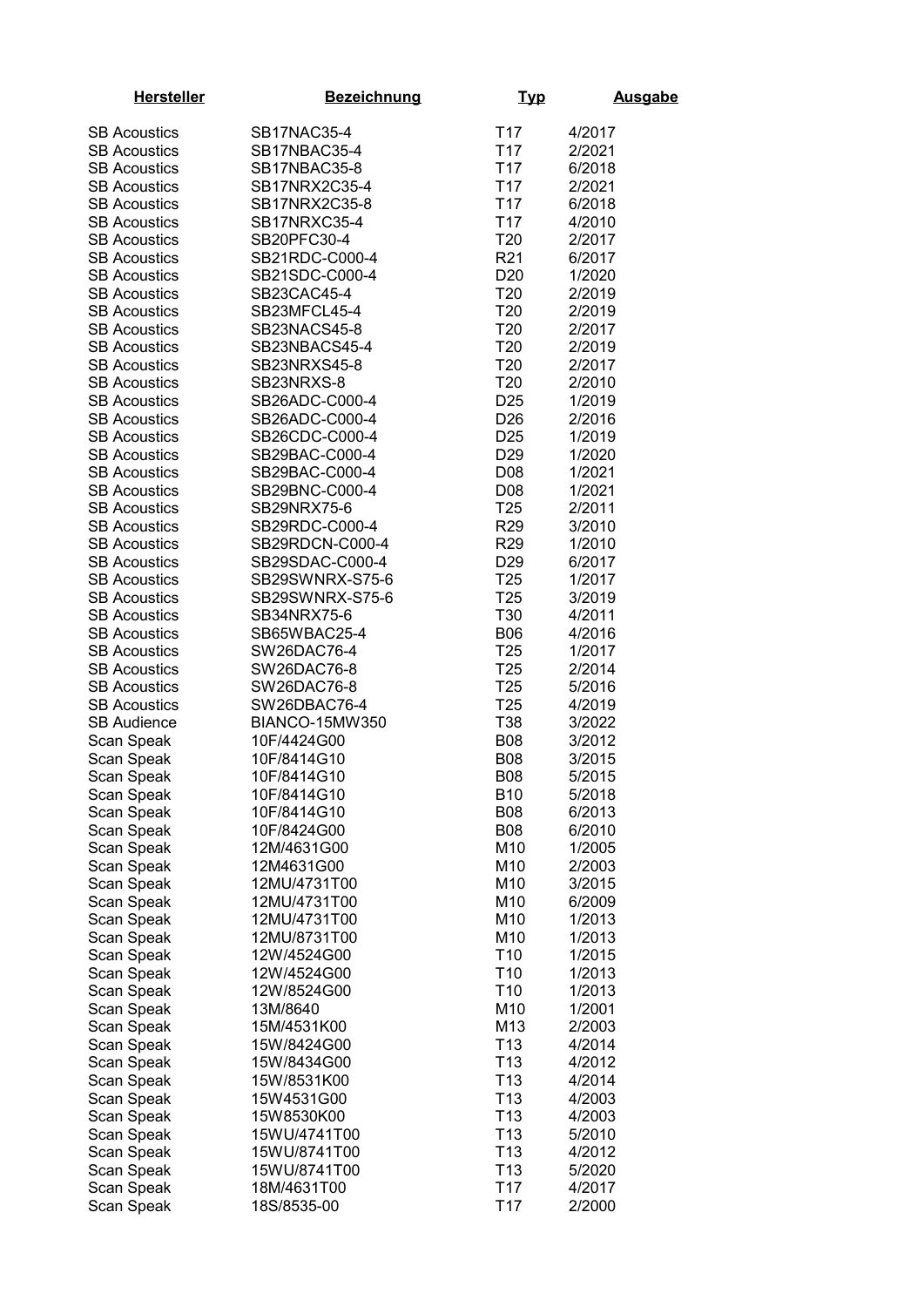| Hersteller | Bezeichnung | Typ | Ausgabe |
|---|---|---|---|
| SB Acoustics | SB17NAC35-4 | T17 | 4/2017 |
| SB Acoustics | SB17NBAC35-4 | T17 | 2/2021 |
| SB Acoustics | SB17NBAC35-8 | T17 | 6/2018 |
| SB Acoustics | SB17NRX2C35-4 | T17 | 2/2021 |
| SB Acoustics | SB17NRX2C35-8 | T17 | 6/2018 |
| SB Acoustics | SB17NRXC35-4 | T17 | 4/2010 |
| SB Acoustics | SB20PFC30-4 | T20 | 2/2017 |
| SB Acoustics | SB21RDC-C000-4 | R21 | 6/2017 |
| SB Acoustics | SB21SDC-C000-4 | D20 | 1/2020 |
| SB Acoustics | SB23CAC45-4 | T20 | 2/2019 |
| SB Acoustics | SB23MFCL45-4 | T20 | 2/2019 |
| SB Acoustics | SB23NACS45-8 | T20 | 2/2017 |
| SB Acoustics | SB23NBACS45-4 | T20 | 2/2019 |
| SB Acoustics | SB23NRXS45-8 | T20 | 2/2017 |
| SB Acoustics | SB23NRXS-8 | T20 | 2/2010 |
| SB Acoustics | SB26ADC-C000-4 | D25 | 1/2019 |
| SB Acoustics | SB26ADC-C000-4 | D26 | 2/2016 |
| SB Acoustics | SB26CDC-C000-4 | D25 | 1/2019 |
| SB Acoustics | SB29BAC-C000-4 | D29 | 1/2020 |
| SB Acoustics | SB29BAC-C000-4 | D08 | 1/2021 |
| SB Acoustics | SB29BNC-C000-4 | D08 | 1/2021 |
| SB Acoustics | SB29NRX75-6 | T25 | 2/2011 |
| SB Acoustics | SB29RDC-C000-4 | R29 | 3/2010 |
| SB Acoustics | SB29RDCN-C000-4 | R29 | 1/2010 |
| SB Acoustics | SB29SDAC-C000-4 | D29 | 6/2017 |
| SB Acoustics | SB29SWNRX-S75-6 | T25 | 1/2017 |
| SB Acoustics | SB29SWNRX-S75-6 | T25 | 3/2019 |
| SB Acoustics | SB34NRX75-6 | T30 | 4/2011 |
| SB Acoustics | SB65WBAC25-4 | B06 | 4/2016 |
| SB Acoustics | SW26DAC76-4 | T25 | 1/2017 |
| SB Acoustics | SW26DAC76-8 | T25 | 2/2014 |
| SB Acoustics | SW26DAC76-8 | T25 | 5/2016 |
| SB Acoustics | SW26DBAC76-4 | T25 | 4/2019 |
| SB Audience | BIANCO-15MW350 | T38 | 3/2022 |
| Scan Speak | 10F/4424G00 | B08 | 3/2012 |
| Scan Speak | 10F/8414G10 | B08 | 3/2015 |
| Scan Speak | 10F/8414G10 | B08 | 5/2015 |
| Scan Speak | 10F/8414G10 | B10 | 5/2018 |
| Scan Speak | 10F/8414G10 | B08 | 6/2013 |
| Scan Speak | 10F/8424G00 | B08 | 6/2010 |
| Scan Speak | 12M/4631G00 | M10 | 1/2005 |
| Scan Speak | 12M4631G00 | M10 | 2/2003 |
| Scan Speak | 12MU/4731T00 | M10 | 3/2015 |
| Scan Speak | 12MU/4731T00 | M10 | 6/2009 |
| Scan Speak | 12MU/4731T00 | M10 | 1/2013 |
| Scan Speak | 12MU/8731T00 | M10 | 1/2013 |
| Scan Speak | 12W/4524G00 | T10 | 1/2015 |
| Scan Speak | 12W/4524G00 | T10 | 1/2013 |
| Scan Speak | 12W/8524G00 | T10 | 1/2013 |
| Scan Speak | 13M/8640 | M10 | 1/2001 |
| Scan Speak | 15M/4531K00 | M13 | 2/2003 |
| Scan Speak | 15W/8424G00 | T13 | 4/2014 |
| Scan Speak | 15W/8434G00 | T13 | 4/2012 |
| Scan Speak | 15W/8531K00 | T13 | 4/2014 |
| Scan Speak | 15W4531G00 | T13 | 4/2003 |
| Scan Speak | 15W8530K00 | T13 | 4/2003 |
| Scan Speak | 15WU/4741T00 | T13 | 5/2010 |
| Scan Speak | 15WU/8741T00 | T13 | 4/2012 |
| Scan Speak | 15WU/8741T00 | T13 | 5/2020 |
| Scan Speak | 18M/4631T00 | T17 | 4/2017 |
| Scan Speak | 18S/8535-00 | T17 | 2/2000 |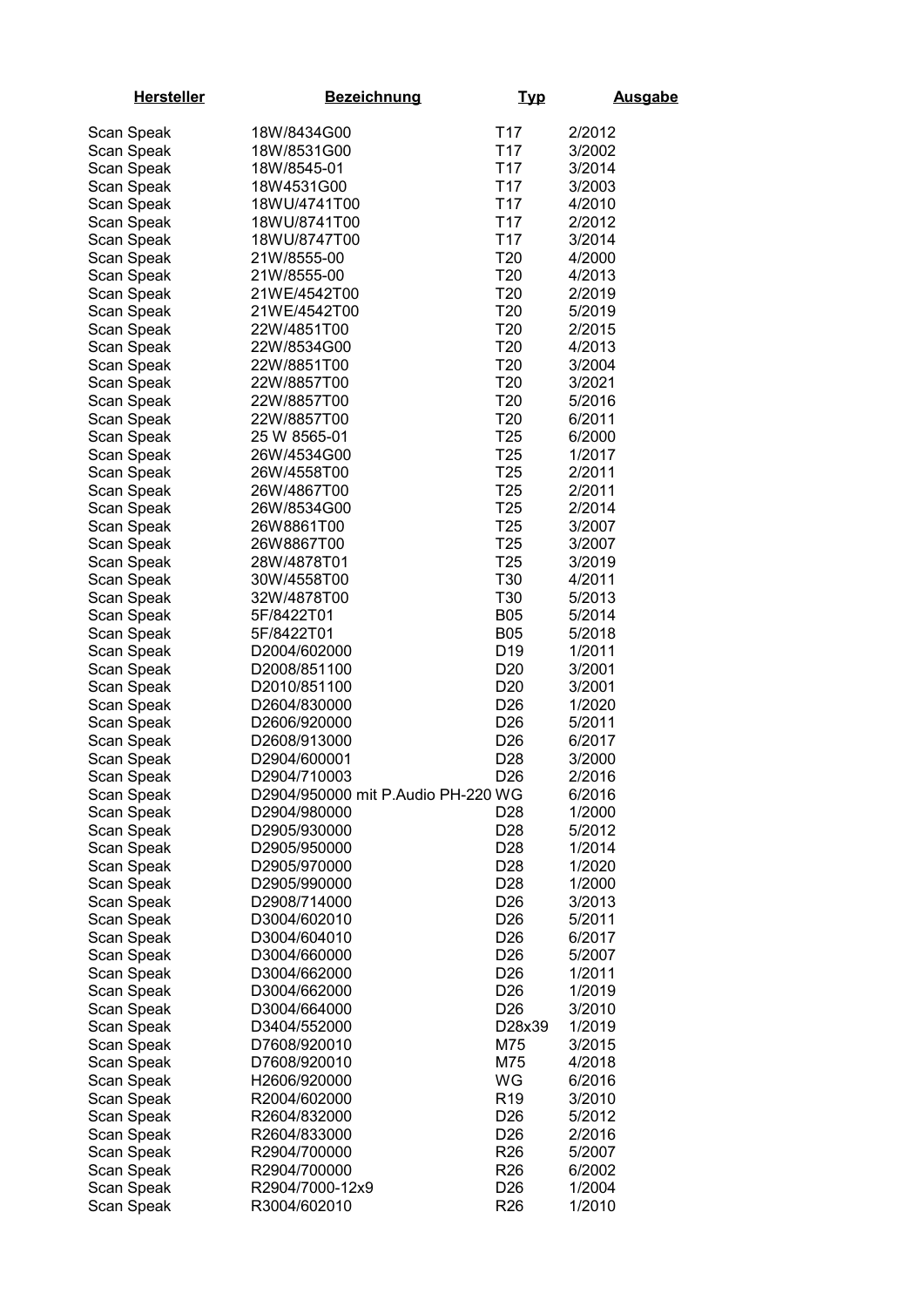| Hersteller | Bezeichnung | Typ | Ausgabe |
|---|---|---|---|
| Scan Speak | 18W/8434G00 | T17 | 2/2012 |
| Scan Speak | 18W/8531G00 | T17 | 3/2002 |
| Scan Speak | 18W/8545-01 | T17 | 3/2014 |
| Scan Speak | 18W4531G00 | T17 | 3/2003 |
| Scan Speak | 18WU/4741T00 | T17 | 4/2010 |
| Scan Speak | 18WU/8741T00 | T17 | 2/2012 |
| Scan Speak | 18WU/8747T00 | T17 | 3/2014 |
| Scan Speak | 21W/8555-00 | T20 | 4/2000 |
| Scan Speak | 21W/8555-00 | T20 | 4/2013 |
| Scan Speak | 21WE/4542T00 | T20 | 2/2019 |
| Scan Speak | 21WE/4542T00 | T20 | 5/2019 |
| Scan Speak | 22W/4851T00 | T20 | 2/2015 |
| Scan Speak | 22W/8534G00 | T20 | 4/2013 |
| Scan Speak | 22W/8851T00 | T20 | 3/2004 |
| Scan Speak | 22W/8857T00 | T20 | 3/2021 |
| Scan Speak | 22W/8857T00 | T20 | 5/2016 |
| Scan Speak | 22W/8857T00 | T20 | 6/2011 |
| Scan Speak | 25 W 8565-01 | T25 | 6/2000 |
| Scan Speak | 26W/4534G00 | T25 | 1/2017 |
| Scan Speak | 26W/4558T00 | T25 | 2/2011 |
| Scan Speak | 26W/4867T00 | T25 | 2/2011 |
| Scan Speak | 26W/8534G00 | T25 | 2/2014 |
| Scan Speak | 26W8861T00 | T25 | 3/2007 |
| Scan Speak | 26W8867T00 | T25 | 3/2007 |
| Scan Speak | 28W/4878T01 | T25 | 3/2019 |
| Scan Speak | 30W/4558T00 | T30 | 4/2011 |
| Scan Speak | 32W/4878T00 | T30 | 5/2013 |
| Scan Speak | 5F/8422T01 | B05 | 5/2014 |
| Scan Speak | 5F/8422T01 | B05 | 5/2018 |
| Scan Speak | D2004/602000 | D19 | 1/2011 |
| Scan Speak | D2008/851100 | D20 | 3/2001 |
| Scan Speak | D2010/851100 | D20 | 3/2001 |
| Scan Speak | D2604/830000 | D26 | 1/2020 |
| Scan Speak | D2606/920000 | D26 | 5/2011 |
| Scan Speak | D2608/913000 | D26 | 6/2017 |
| Scan Speak | D2904/600001 | D28 | 3/2000 |
| Scan Speak | D2904/710003 | D26 | 2/2016 |
| Scan Speak | D2904/950000 mit P.Audio PH-220 | WG | 6/2016 |
| Scan Speak | D2904/980000 | D28 | 1/2000 |
| Scan Speak | D2905/930000 | D28 | 5/2012 |
| Scan Speak | D2905/950000 | D28 | 1/2014 |
| Scan Speak | D2905/970000 | D28 | 1/2020 |
| Scan Speak | D2905/990000 | D28 | 1/2000 |
| Scan Speak | D2908/714000 | D26 | 3/2013 |
| Scan Speak | D3004/602010 | D26 | 5/2011 |
| Scan Speak | D3004/604010 | D26 | 6/2017 |
| Scan Speak | D3004/660000 | D26 | 5/2007 |
| Scan Speak | D3004/662000 | D26 | 1/2011 |
| Scan Speak | D3004/662000 | D26 | 1/2019 |
| Scan Speak | D3004/664000 | D26 | 3/2010 |
| Scan Speak | D3404/552000 | D28x39 | 1/2019 |
| Scan Speak | D7608/920010 | M75 | 3/2015 |
| Scan Speak | D7608/920010 | M75 | 4/2018 |
| Scan Speak | H2606/920000 | WG | 6/2016 |
| Scan Speak | R2004/602000 | R19 | 3/2010 |
| Scan Speak | R2604/832000 | D26 | 5/2012 |
| Scan Speak | R2604/833000 | D26 | 2/2016 |
| Scan Speak | R2904/700000 | R26 | 5/2007 |
| Scan Speak | R2904/700000 | R26 | 6/2002 |
| Scan Speak | R2904/7000-12x9 | D26 | 1/2004 |
| Scan Speak | R3004/602010 | R26 | 1/2010 |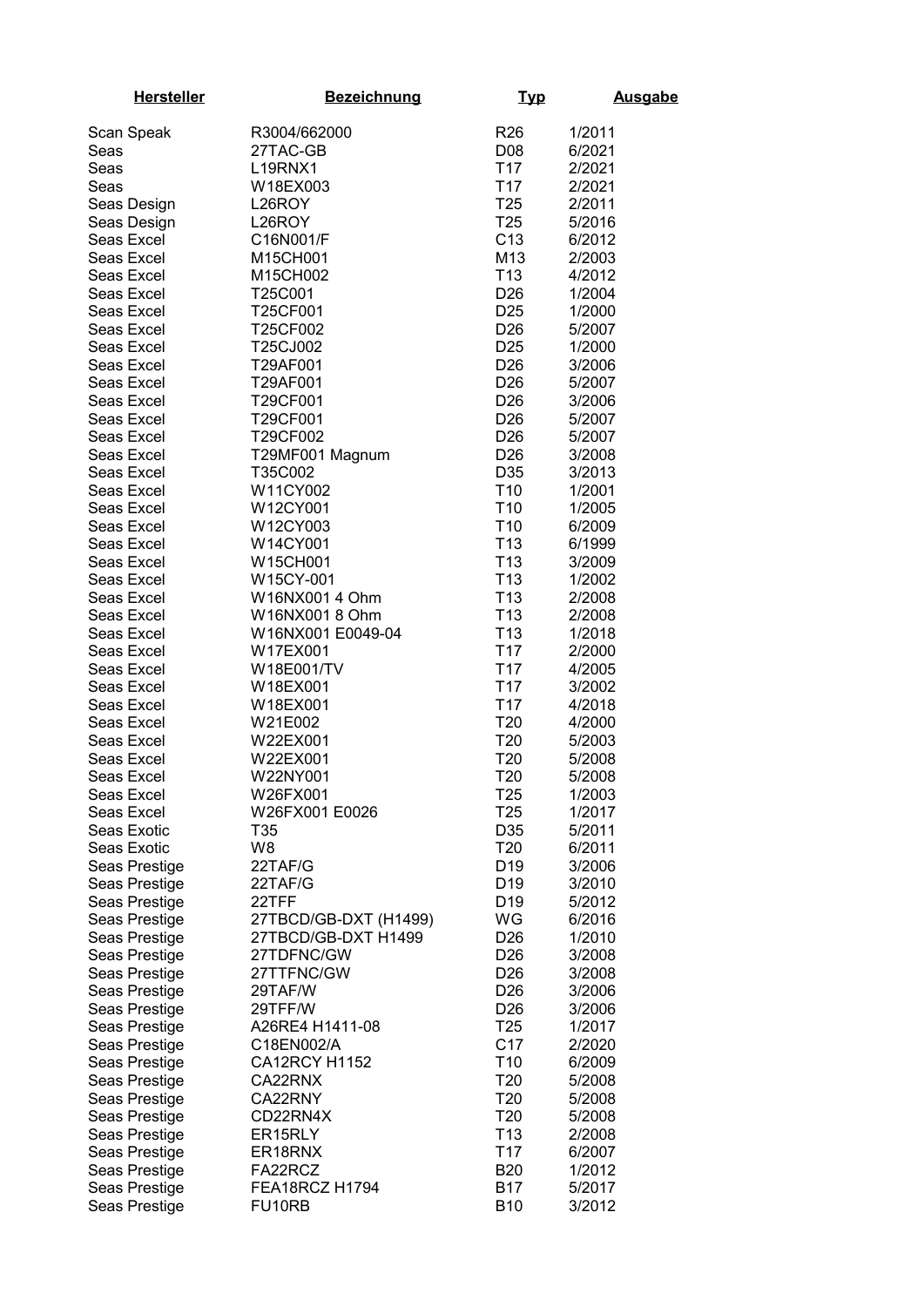| Hersteller | Bezeichnung | Typ | Ausgabe |
|---|---|---|---|
| Scan Speak | R3004/662000 | R26 | 1/2011 |
| Seas | 27TAC-GB | D08 | 6/2021 |
| Seas | L19RNX1 | T17 | 2/2021 |
| Seas | W18EX003 | T17 | 2/2021 |
| Seas Design | L26ROY | T25 | 2/2011 |
| Seas Design | L26ROY | T25 | 5/2016 |
| Seas Excel | C16N001/F | C13 | 6/2012 |
| Seas Excel | M15CH001 | M13 | 2/2003 |
| Seas Excel | M15CH002 | T13 | 4/2012 |
| Seas Excel | T25C001 | D26 | 1/2004 |
| Seas Excel | T25CF001 | D25 | 1/2000 |
| Seas Excel | T25CF002 | D26 | 5/2007 |
| Seas Excel | T25CJ002 | D25 | 1/2000 |
| Seas Excel | T29AF001 | D26 | 3/2006 |
| Seas Excel | T29AF001 | D26 | 5/2007 |
| Seas Excel | T29CF001 | D26 | 3/2006 |
| Seas Excel | T29CF001 | D26 | 5/2007 |
| Seas Excel | T29CF002 | D26 | 5/2007 |
| Seas Excel | T29MF001 Magnum | D26 | 3/2008 |
| Seas Excel | T35C002 | D35 | 3/2013 |
| Seas Excel | W11CY002 | T10 | 1/2001 |
| Seas Excel | W12CY001 | T10 | 1/2005 |
| Seas Excel | W12CY003 | T10 | 6/2009 |
| Seas Excel | W14CY001 | T13 | 6/1999 |
| Seas Excel | W15CH001 | T13 | 3/2009 |
| Seas Excel | W15CY-001 | T13 | 1/2002 |
| Seas Excel | W16NX001 4 Ohm | T13 | 2/2008 |
| Seas Excel | W16NX001 8 Ohm | T13 | 2/2008 |
| Seas Excel | W16NX001 E0049-04 | T13 | 1/2018 |
| Seas Excel | W17EX001 | T17 | 2/2000 |
| Seas Excel | W18E001/TV | T17 | 4/2005 |
| Seas Excel | W18EX001 | T17 | 3/2002 |
| Seas Excel | W18EX001 | T17 | 4/2018 |
| Seas Excel | W21E002 | T20 | 4/2000 |
| Seas Excel | W22EX001 | T20 | 5/2003 |
| Seas Excel | W22EX001 | T20 | 5/2008 |
| Seas Excel | W22NY001 | T20 | 5/2008 |
| Seas Excel | W26FX001 | T25 | 1/2003 |
| Seas Excel | W26FX001 E0026 | T25 | 1/2017 |
| Seas Exotic | T35 | D35 | 5/2011 |
| Seas Exotic | W8 | T20 | 6/2011 |
| Seas Prestige | 22TAF/G | D19 | 3/2006 |
| Seas Prestige | 22TAF/G | D19 | 3/2010 |
| Seas Prestige | 22TFF | D19 | 5/2012 |
| Seas Prestige | 27TBCD/GB-DXT (H1499) | WG | 6/2016 |
| Seas Prestige | 27TBCD/GB-DXT H1499 | D26 | 1/2010 |
| Seas Prestige | 27TDFNC/GW | D26 | 3/2008 |
| Seas Prestige | 27TTFNC/GW | D26 | 3/2008 |
| Seas Prestige | 29TAF/W | D26 | 3/2006 |
| Seas Prestige | 29TFF/W | D26 | 3/2006 |
| Seas Prestige | A26RE4 H1411-08 | T25 | 1/2017 |
| Seas Prestige | C18EN002/A | C17 | 2/2020 |
| Seas Prestige | CA12RCY H1152 | T10 | 6/2009 |
| Seas Prestige | CA22RNX | T20 | 5/2008 |
| Seas Prestige | CA22RNY | T20 | 5/2008 |
| Seas Prestige | CD22RN4X | T20 | 5/2008 |
| Seas Prestige | ER15RLY | T13 | 2/2008 |
| Seas Prestige | ER18RNX | T17 | 6/2007 |
| Seas Prestige | FA22RCZ | B20 | 1/2012 |
| Seas Prestige | FEA18RCZ H1794 | B17 | 5/2017 |
| Seas Prestige | FU10RB | B10 | 3/2012 |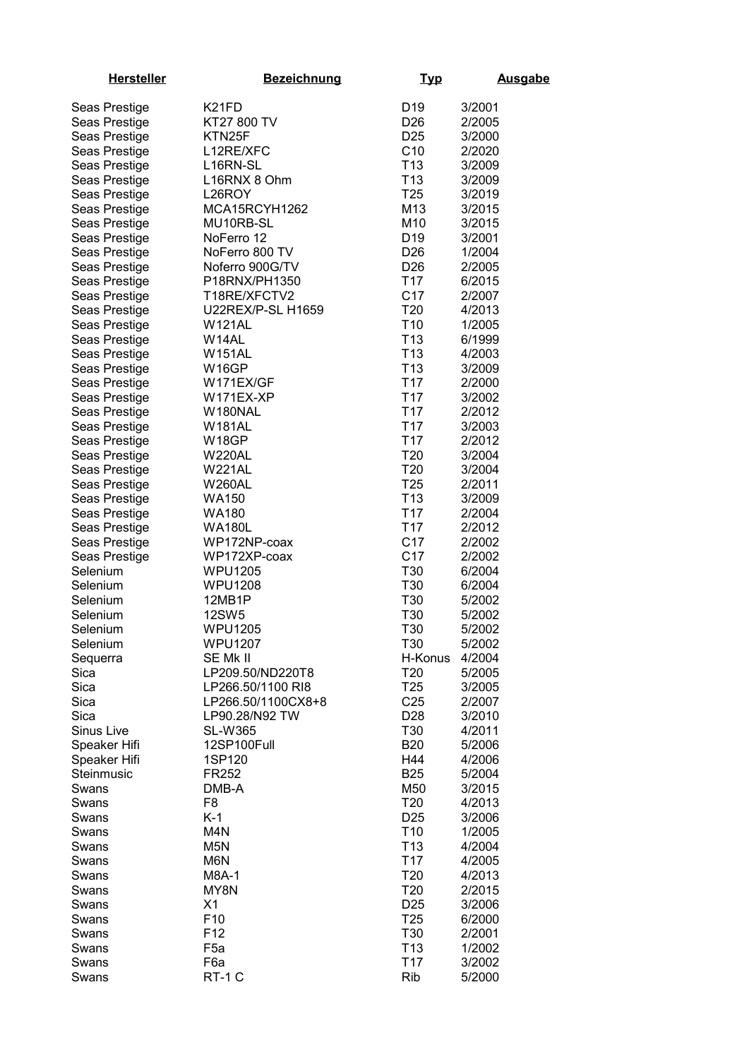| Hersteller | Bezeichnung | Typ | Ausgabe |
|---|---|---|---|
| Seas Prestige | K21FD | D19 | 3/2001 |
| Seas Prestige | KT27 800 TV | D26 | 2/2005 |
| Seas Prestige | KTN25F | D25 | 3/2000 |
| Seas Prestige | L12RE/XFC | C10 | 2/2020 |
| Seas Prestige | L16RN-SL | T13 | 3/2009 |
| Seas Prestige | L16RNX 8 Ohm | T13 | 3/2009 |
| Seas Prestige | L26ROY | T25 | 3/2019 |
| Seas Prestige | MCA15RCYH1262 | M13 | 3/2015 |
| Seas Prestige | MU10RB-SL | M10 | 3/2015 |
| Seas Prestige | NoFerro 12 | D19 | 3/2001 |
| Seas Prestige | NoFerro 800 TV | D26 | 1/2004 |
| Seas Prestige | Noferro 900G/TV | D26 | 2/2005 |
| Seas Prestige | P18RNX/PH1350 | T17 | 6/2015 |
| Seas Prestige | T18RE/XFCTV2 | C17 | 2/2007 |
| Seas Prestige | U22REX/P-SL H1659 | T20 | 4/2013 |
| Seas Prestige | W121AL | T10 | 1/2005 |
| Seas Prestige | W14AL | T13 | 6/1999 |
| Seas Prestige | W151AL | T13 | 4/2003 |
| Seas Prestige | W16GP | T13 | 3/2009 |
| Seas Prestige | W171EX/GF | T17 | 2/2000 |
| Seas Prestige | W171EX-XP | T17 | 3/2002 |
| Seas Prestige | W180NAL | T17 | 2/2012 |
| Seas Prestige | W181AL | T17 | 3/2003 |
| Seas Prestige | W18GP | T17 | 2/2012 |
| Seas Prestige | W220AL | T20 | 3/2004 |
| Seas Prestige | W221AL | T20 | 3/2004 |
| Seas Prestige | W260AL | T25 | 2/2011 |
| Seas Prestige | WA150 | T13 | 3/2009 |
| Seas Prestige | WA180 | T17 | 2/2004 |
| Seas Prestige | WA180L | T17 | 2/2012 |
| Seas Prestige | WP172NP-coax | C17 | 2/2002 |
| Seas Prestige | WP172XP-coax | C17 | 2/2002 |
| Selenium | WPU1205 | T30 | 6/2004 |
| Selenium | WPU1208 | T30 | 6/2004 |
| Selenium | 12MB1P | T30 | 5/2002 |
| Selenium | 12SW5 | T30 | 5/2002 |
| Selenium | WPU1205 | T30 | 5/2002 |
| Selenium | WPU1207 | T30 | 5/2002 |
| Sequerra | SE Mk II | H-Konus | 4/2004 |
| Sica | LP209.50/ND220T8 | T20 | 5/2005 |
| Sica | LP266.50/1100 RI8 | T25 | 3/2005 |
| Sica | LP266.50/1100CX8+8 | C25 | 2/2007 |
| Sica | LP90.28/N92 TW | D28 | 3/2010 |
| Sinus Live | SL-W365 | T30 | 4/2011 |
| Speaker Hifi | 12SP100Full | B20 | 5/2006 |
| Speaker Hifi | 1SP120 | H44 | 4/2006 |
| Steinmusic | FR252 | B25 | 5/2004 |
| Swans | DMB-A | M50 | 3/2015 |
| Swans | F8 | T20 | 4/2013 |
| Swans | K-1 | D25 | 3/2006 |
| Swans | M4N | T10 | 1/2005 |
| Swans | M5N | T13 | 4/2004 |
| Swans | M6N | T17 | 4/2005 |
| Swans | M8A-1 | T20 | 4/2013 |
| Swans | MY8N | T20 | 2/2015 |
| Swans | X1 | D25 | 3/2006 |
| Swans | F10 | T25 | 6/2000 |
| Swans | F12 | T30 | 2/2001 |
| Swans | F5a | T13 | 1/2002 |
| Swans | F6a | T17 | 3/2002 |
| Swans | RT-1 C | Rib | 5/2000 |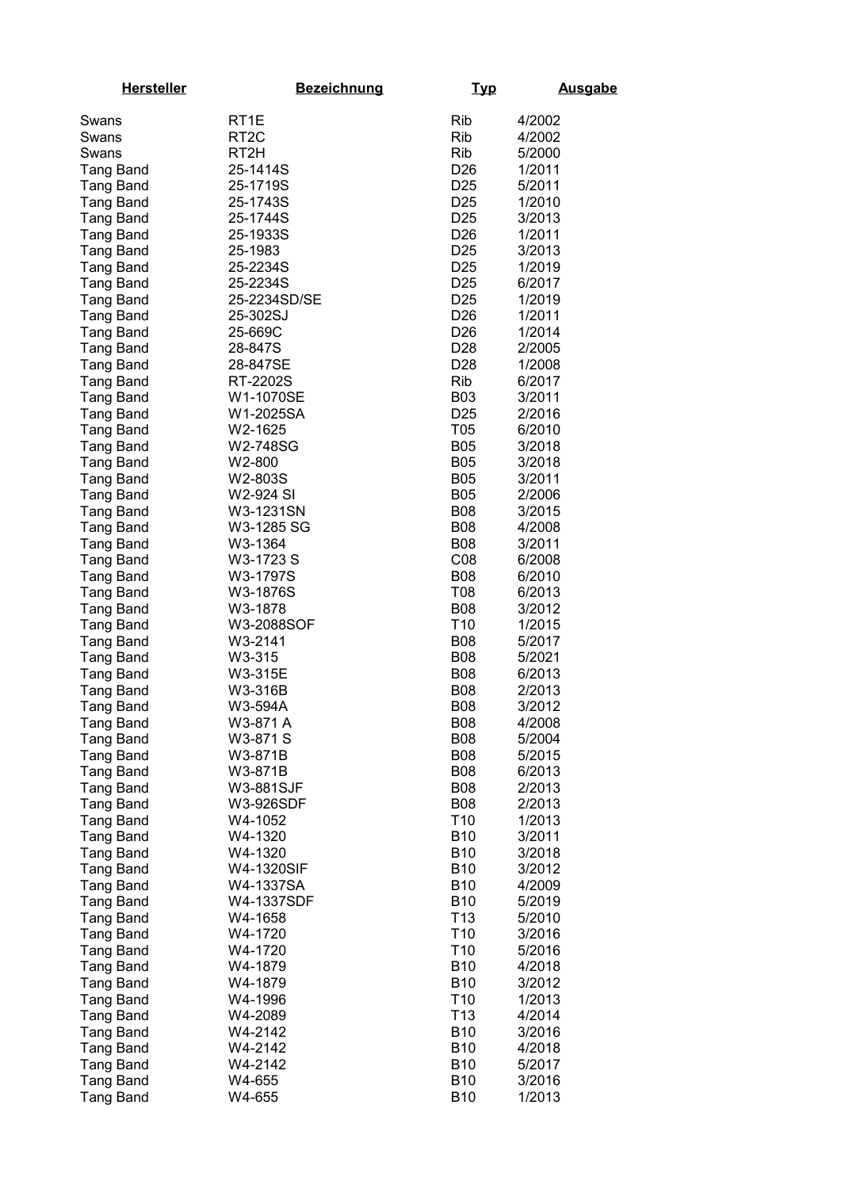| Hersteller | Bezeichnung | Typ | Ausgabe |
|---|---|---|---|
| Swans | RT1E | Rib | 4/2002 |
| Swans | RT2C | Rib | 4/2002 |
| Swans | RT2H | Rib | 5/2000 |
| Tang Band | 25-1414S | D26 | 1/2011 |
| Tang Band | 25-1719S | D25 | 5/2011 |
| Tang Band | 25-1743S | D25 | 1/2010 |
| Tang Band | 25-1744S | D25 | 3/2013 |
| Tang Band | 25-1933S | D26 | 1/2011 |
| Tang Band | 25-1983 | D25 | 3/2013 |
| Tang Band | 25-2234S | D25 | 1/2019 |
| Tang Band | 25-2234S | D25 | 6/2017 |
| Tang Band | 25-2234SD/SE | D25 | 1/2019 |
| Tang Band | 25-302SJ | D26 | 1/2011 |
| Tang Band | 25-669C | D26 | 1/2014 |
| Tang Band | 28-847S | D28 | 2/2005 |
| Tang Band | 28-847SE | D28 | 1/2008 |
| Tang Band | RT-2202S | Rib | 6/2017 |
| Tang Band | W1-1070SE | B03 | 3/2011 |
| Tang Band | W1-2025SA | D25 | 2/2016 |
| Tang Band | W2-1625 | T05 | 6/2010 |
| Tang Band | W2-748SG | B05 | 3/2018 |
| Tang Band | W2-800 | B05 | 3/2018 |
| Tang Band | W2-803S | B05 | 3/2011 |
| Tang Band | W2-924 SI | B05 | 2/2006 |
| Tang Band | W3-1231SN | B08 | 3/2015 |
| Tang Band | W3-1285 SG | B08 | 4/2008 |
| Tang Band | W3-1364 | B08 | 3/2011 |
| Tang Band | W3-1723 S | C08 | 6/2008 |
| Tang Band | W3-1797S | B08 | 6/2010 |
| Tang Band | W3-1876S | T08 | 6/2013 |
| Tang Band | W3-1878 | B08 | 3/2012 |
| Tang Band | W3-2088SOF | T10 | 1/2015 |
| Tang Band | W3-2141 | B08 | 5/2017 |
| Tang Band | W3-315 | B08 | 5/2021 |
| Tang Band | W3-315E | B08 | 6/2013 |
| Tang Band | W3-316B | B08 | 2/2013 |
| Tang Band | W3-594A | B08 | 3/2012 |
| Tang Band | W3-871 A | B08 | 4/2008 |
| Tang Band | W3-871 S | B08 | 5/2004 |
| Tang Band | W3-871B | B08 | 5/2015 |
| Tang Band | W3-871B | B08 | 6/2013 |
| Tang Band | W3-881SJF | B08 | 2/2013 |
| Tang Band | W3-926SDF | B08 | 2/2013 |
| Tang Band | W4-1052 | T10 | 1/2013 |
| Tang Band | W4-1320 | B10 | 3/2011 |
| Tang Band | W4-1320 | B10 | 3/2018 |
| Tang Band | W4-1320SIF | B10 | 3/2012 |
| Tang Band | W4-1337SA | B10 | 4/2009 |
| Tang Band | W4-1337SDF | B10 | 5/2019 |
| Tang Band | W4-1658 | T13 | 5/2010 |
| Tang Band | W4-1720 | T10 | 3/2016 |
| Tang Band | W4-1720 | T10 | 5/2016 |
| Tang Band | W4-1879 | B10 | 4/2018 |
| Tang Band | W4-1879 | B10 | 3/2012 |
| Tang Band | W4-1996 | T10 | 1/2013 |
| Tang Band | W4-2089 | T13 | 4/2014 |
| Tang Band | W4-2142 | B10 | 3/2016 |
| Tang Band | W4-2142 | B10 | 4/2018 |
| Tang Band | W4-2142 | B10 | 5/2017 |
| Tang Band | W4-655 | B10 | 3/2016 |
| Tang Band | W4-655 | B10 | 1/2013 |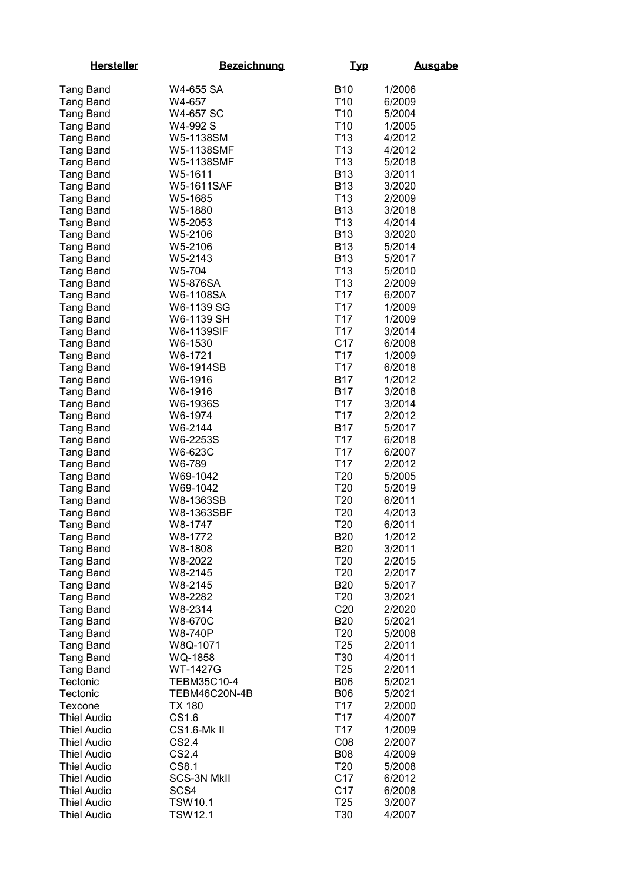| Hersteller | Bezeichnung | Typ | Ausgabe |
|---|---|---|---|
| Tang Band | W4-655 SA | B10 | 1/2006 |
| Tang Band | W4-657 | T10 | 6/2009 |
| Tang Band | W4-657 SC | T10 | 5/2004 |
| Tang Band | W4-992 S | T10 | 1/2005 |
| Tang Band | W5-1138SM | T13 | 4/2012 |
| Tang Band | W5-1138SMF | T13 | 4/2012 |
| Tang Band | W5-1138SMF | T13 | 5/2018 |
| Tang Band | W5-1611 | B13 | 3/2011 |
| Tang Band | W5-1611SAF | B13 | 3/2020 |
| Tang Band | W5-1685 | T13 | 2/2009 |
| Tang Band | W5-1880 | B13 | 3/2018 |
| Tang Band | W5-2053 | T13 | 4/2014 |
| Tang Band | W5-2106 | B13 | 3/2020 |
| Tang Band | W5-2106 | B13 | 5/2014 |
| Tang Band | W5-2143 | B13 | 5/2017 |
| Tang Band | W5-704 | T13 | 5/2010 |
| Tang Band | W5-876SA | T13 | 2/2009 |
| Tang Band | W6-1108SA | T17 | 6/2007 |
| Tang Band | W6-1139 SG | T17 | 1/2009 |
| Tang Band | W6-1139 SH | T17 | 1/2009 |
| Tang Band | W6-1139SIF | T17 | 3/2014 |
| Tang Band | W6-1530 | C17 | 6/2008 |
| Tang Band | W6-1721 | T17 | 1/2009 |
| Tang Band | W6-1914SB | T17 | 6/2018 |
| Tang Band | W6-1916 | B17 | 1/2012 |
| Tang Band | W6-1916 | B17 | 3/2018 |
| Tang Band | W6-1936S | T17 | 3/2014 |
| Tang Band | W6-1974 | T17 | 2/2012 |
| Tang Band | W6-2144 | B17 | 5/2017 |
| Tang Band | W6-2253S | T17 | 6/2018 |
| Tang Band | W6-623C | T17 | 6/2007 |
| Tang Band | W6-789 | T17 | 2/2012 |
| Tang Band | W69-1042 | T20 | 5/2005 |
| Tang Band | W69-1042 | T20 | 5/2019 |
| Tang Band | W8-1363SB | T20 | 6/2011 |
| Tang Band | W8-1363SBF | T20 | 4/2013 |
| Tang Band | W8-1747 | T20 | 6/2011 |
| Tang Band | W8-1772 | B20 | 1/2012 |
| Tang Band | W8-1808 | B20 | 3/2011 |
| Tang Band | W8-2022 | T20 | 2/2015 |
| Tang Band | W8-2145 | T20 | 2/2017 |
| Tang Band | W8-2145 | B20 | 5/2017 |
| Tang Band | W8-2282 | T20 | 3/2021 |
| Tang Band | W8-2314 | C20 | 2/2020 |
| Tang Band | W8-670C | B20 | 5/2021 |
| Tang Band | W8-740P | T20 | 5/2008 |
| Tang Band | W8Q-1071 | T25 | 2/2011 |
| Tang Band | WQ-1858 | T30 | 4/2011 |
| Tang Band | WT-1427G | T25 | 2/2011 |
| Tectonic | TEBM35C10-4 | B06 | 5/2021 |
| Tectonic | TEBM46C20N-4B | B06 | 5/2021 |
| Texcone | TX 180 | T17 | 2/2000 |
| Thiel Audio | CS1.6 | T17 | 4/2007 |
| Thiel Audio | CS1.6-Mk II | T17 | 1/2009 |
| Thiel Audio | CS2.4 | C08 | 2/2007 |
| Thiel Audio | CS2.4 | B08 | 4/2009 |
| Thiel Audio | CS8.1 | T20 | 5/2008 |
| Thiel Audio | SCS-3N MkII | C17 | 6/2012 |
| Thiel Audio | SCS4 | C17 | 6/2008 |
| Thiel Audio | TSW10.1 | T25 | 3/2007 |
| Thiel Audio | TSW12.1 | T30 | 4/2007 |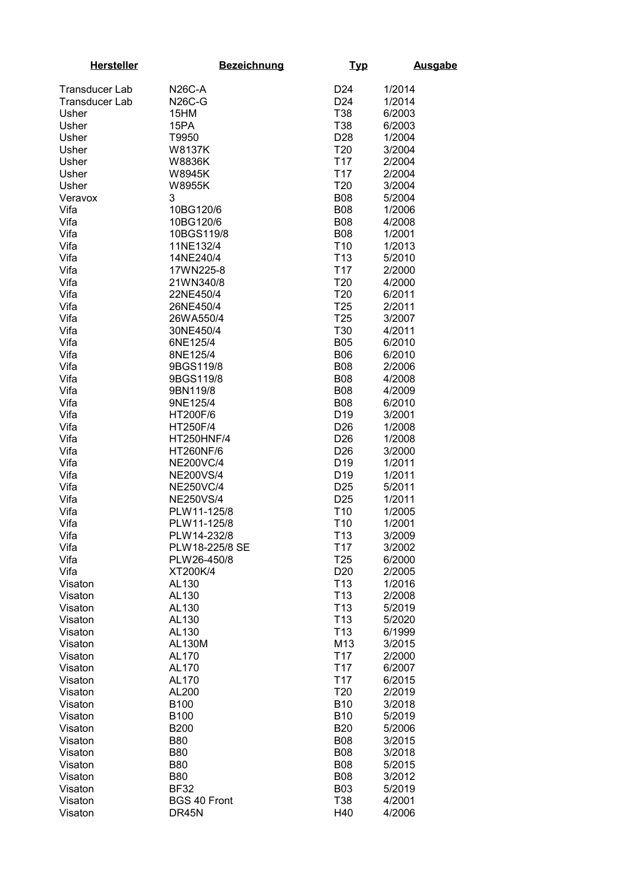| Hersteller | Bezeichnung | Typ | Ausgabe |
|---|---|---|---|
| Transducer Lab | N26C-A | D24 | 1/2014 |
| Transducer Lab | N26C-G | D24 | 1/2014 |
| Usher | 15HM | T38 | 6/2003 |
| Usher | 15PA | T38 | 6/2003 |
| Usher | T9950 | D28 | 1/2004 |
| Usher | W8137K | T20 | 3/2004 |
| Usher | W8836K | T17 | 2/2004 |
| Usher | W8945K | T17 | 2/2004 |
| Usher | W8955K | T20 | 3/2004 |
| Veravox | 3 | B08 | 5/2004 |
| Vifa | 10BG120/6 | B08 | 1/2006 |
| Vifa | 10BG120/6 | B08 | 4/2008 |
| Vifa | 10BGS119/8 | B08 | 1/2001 |
| Vifa | 11NE132/4 | T10 | 1/2013 |
| Vifa | 14NE240/4 | T13 | 5/2010 |
| Vifa | 17WN225-8 | T17 | 2/2000 |
| Vifa | 21WN340/8 | T20 | 4/2000 |
| Vifa | 22NE450/4 | T20 | 6/2011 |
| Vifa | 26NE450/4 | T25 | 2/2011 |
| Vifa | 26WA550/4 | T25 | 3/2007 |
| Vifa | 30NE450/4 | T30 | 4/2011 |
| Vifa | 6NE125/4 | B05 | 6/2010 |
| Vifa | 8NE125/4 | B06 | 6/2010 |
| Vifa | 9BGS119/8 | B08 | 2/2006 |
| Vifa | 9BGS119/8 | B08 | 4/2008 |
| Vifa | 9BN119/8 | B08 | 4/2009 |
| Vifa | 9NE125/4 | B08 | 6/2010 |
| Vifa | HT200F/6 | D19 | 3/2001 |
| Vifa | HT250F/4 | D26 | 1/2008 |
| Vifa | HT250HNF/4 | D26 | 1/2008 |
| Vifa | HT260NF/6 | D26 | 3/2000 |
| Vifa | NE200VC/4 | D19 | 1/2011 |
| Vifa | NE200VS/4 | D19 | 1/2011 |
| Vifa | NE250VC/4 | D25 | 5/2011 |
| Vifa | NE250VS/4 | D25 | 1/2011 |
| Vifa | PLW11-125/8 | T10 | 1/2005 |
| Vifa | PLW11-125/8 | T10 | 1/2001 |
| Vifa | PLW14-232/8 | T13 | 3/2009 |
| Vifa | PLW18-225/8 SE | T17 | 3/2002 |
| Vifa | PLW26-450/8 | T25 | 6/2000 |
| Vifa | XT200K/4 | D20 | 2/2005 |
| Visaton | AL130 | T13 | 1/2016 |
| Visaton | AL130 | T13 | 2/2008 |
| Visaton | AL130 | T13 | 5/2019 |
| Visaton | AL130 | T13 | 5/2020 |
| Visaton | AL130 | T13 | 6/1999 |
| Visaton | AL130M | M13 | 3/2015 |
| Visaton | AL170 | T17 | 2/2000 |
| Visaton | AL170 | T17 | 6/2007 |
| Visaton | AL170 | T17 | 6/2015 |
| Visaton | AL200 | T20 | 2/2019 |
| Visaton | B100 | B10 | 3/2018 |
| Visaton | B100 | B10 | 5/2019 |
| Visaton | B200 | B20 | 5/2006 |
| Visaton | B80 | B08 | 3/2015 |
| Visaton | B80 | B08 | 3/2018 |
| Visaton | B80 | B08 | 5/2015 |
| Visaton | B80 | B08 | 3/2012 |
| Visaton | BF32 | B03 | 5/2019 |
| Visaton | BGS 40 Front | T38 | 4/2001 |
| Visaton | DR45N | H40 | 4/2006 |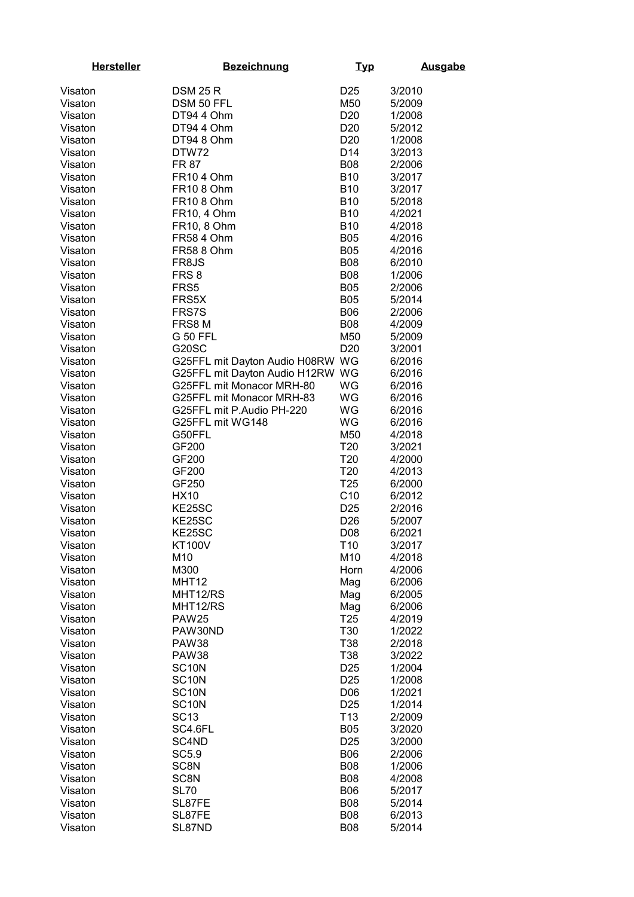| Hersteller | Bezeichnung | Typ | Ausgabe |
|---|---|---|---|
| Visaton | DSM 25 R | D25 | 3/2010 |
| Visaton | DSM 50 FFL | M50 | 5/2009 |
| Visaton | DT94 4 Ohm | D20 | 1/2008 |
| Visaton | DT94 4 Ohm | D20 | 5/2012 |
| Visaton | DT94 8 Ohm | D20 | 1/2008 |
| Visaton | DTW72 | D14 | 3/2013 |
| Visaton | FR 87 | B08 | 2/2006 |
| Visaton | FR10 4 Ohm | B10 | 3/2017 |
| Visaton | FR10 8 Ohm | B10 | 3/2017 |
| Visaton | FR10 8 Ohm | B10 | 5/2018 |
| Visaton | FR10, 4 Ohm | B10 | 4/2021 |
| Visaton | FR10, 8 Ohm | B10 | 4/2018 |
| Visaton | FR58 4 Ohm | B05 | 4/2016 |
| Visaton | FR58 8 Ohm | B05 | 4/2016 |
| Visaton | FR8JS | B08 | 6/2010 |
| Visaton | FRS 8 | B08 | 1/2006 |
| Visaton | FRS5 | B05 | 2/2006 |
| Visaton | FRS5X | B05 | 5/2014 |
| Visaton | FRS7S | B06 | 2/2006 |
| Visaton | FRS8 M | B08 | 4/2009 |
| Visaton | G 50 FFL | M50 | 5/2009 |
| Visaton | G20SC | D20 | 3/2001 |
| Visaton | G25FFL mit Dayton Audio H08RW | WG | 6/2016 |
| Visaton | G25FFL mit Dayton Audio H12RW | WG | 6/2016 |
| Visaton | G25FFL mit Monacor MRH-80 | WG | 6/2016 |
| Visaton | G25FFL mit Monacor MRH-83 | WG | 6/2016 |
| Visaton | G25FFL mit P.Audio PH-220 | WG | 6/2016 |
| Visaton | G25FFL mit WG148 | WG | 6/2016 |
| Visaton | G50FFL | M50 | 4/2018 |
| Visaton | GF200 | T20 | 3/2021 |
| Visaton | GF200 | T20 | 4/2000 |
| Visaton | GF200 | T20 | 4/2013 |
| Visaton | GF250 | T25 | 6/2000 |
| Visaton | HX10 | C10 | 6/2012 |
| Visaton | KE25SC | D25 | 2/2016 |
| Visaton | KE25SC | D26 | 5/2007 |
| Visaton | KE25SC | D08 | 6/2021 |
| Visaton | KT100V | T10 | 3/2017 |
| Visaton | M10 | M10 | 4/2018 |
| Visaton | M300 | Horn | 4/2006 |
| Visaton | MHT12 | Mag | 6/2006 |
| Visaton | MHT12/RS | Mag | 6/2005 |
| Visaton | MHT12/RS | Mag | 6/2006 |
| Visaton | PAW25 | T25 | 4/2019 |
| Visaton | PAW30ND | T30 | 1/2022 |
| Visaton | PAW38 | T38 | 2/2018 |
| Visaton | PAW38 | T38 | 3/2022 |
| Visaton | SC10N | D25 | 1/2004 |
| Visaton | SC10N | D25 | 1/2008 |
| Visaton | SC10N | D06 | 1/2021 |
| Visaton | SC10N | D25 | 1/2014 |
| Visaton | SC13 | T13 | 2/2009 |
| Visaton | SC4.6FL | B05 | 3/2020 |
| Visaton | SC4ND | D25 | 3/2000 |
| Visaton | SC5.9 | B06 | 2/2006 |
| Visaton | SC8N | B08 | 1/2006 |
| Visaton | SC8N | B08 | 4/2008 |
| Visaton | SL70 | B06 | 5/2017 |
| Visaton | SL87FE | B08 | 5/2014 |
| Visaton | SL87FE | B08 | 6/2013 |
| Visaton | SL87ND | B08 | 5/2014 |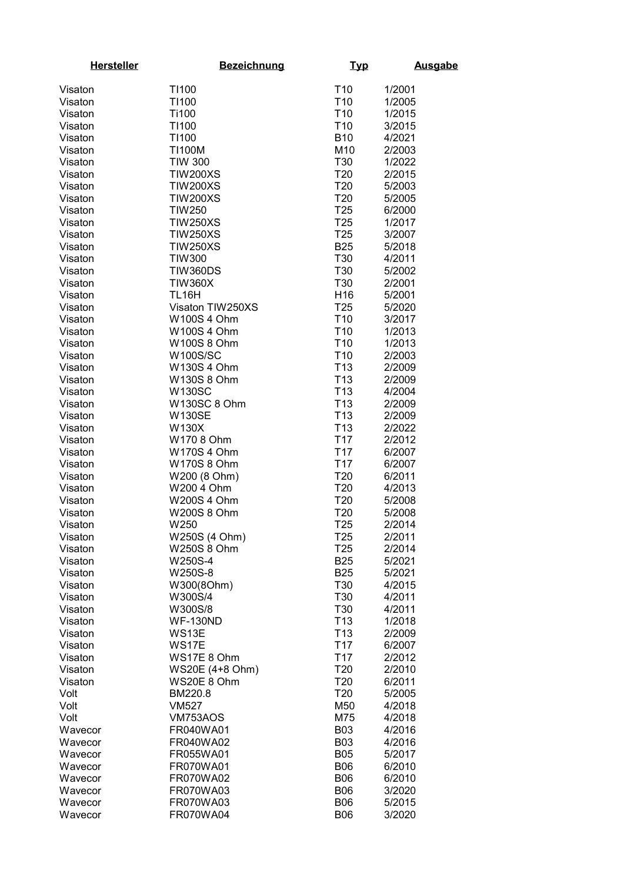| Hersteller | Bezeichnung | Typ | Ausgabe |
|---|---|---|---|
| Visaton | TI100 | T10 | 1/2001 |
| Visaton | TI100 | T10 | 1/2005 |
| Visaton | Ti100 | T10 | 1/2015 |
| Visaton | TI100 | T10 | 3/2015 |
| Visaton | TI100 | B10 | 4/2021 |
| Visaton | TI100M | M10 | 2/2003 |
| Visaton | TIW 300 | T30 | 1/2022 |
| Visaton | TIW200XS | T20 | 2/2015 |
| Visaton | TIW200XS | T20 | 5/2003 |
| Visaton | TIW200XS | T20 | 5/2005 |
| Visaton | TIW250 | T25 | 6/2000 |
| Visaton | TIW250XS | T25 | 1/2017 |
| Visaton | TIW250XS | T25 | 3/2007 |
| Visaton | TIW250XS | B25 | 5/2018 |
| Visaton | TIW300 | T30 | 4/2011 |
| Visaton | TIW360DS | T30 | 5/2002 |
| Visaton | TIW360X | T30 | 2/2001 |
| Visaton | TL16H | H16 | 5/2001 |
| Visaton | Visaton TIW250XS | T25 | 5/2020 |
| Visaton | W100S 4 Ohm | T10 | 3/2017 |
| Visaton | W100S 4 Ohm | T10 | 1/2013 |
| Visaton | W100S 8 Ohm | T10 | 1/2013 |
| Visaton | W100S/SC | T10 | 2/2003 |
| Visaton | W130S 4 Ohm | T13 | 2/2009 |
| Visaton | W130S 8 Ohm | T13 | 2/2009 |
| Visaton | W130SC | T13 | 4/2004 |
| Visaton | W130SC 8 Ohm | T13 | 2/2009 |
| Visaton | W130SE | T13 | 2/2009 |
| Visaton | W130X | T13 | 2/2022 |
| Visaton | W170 8 Ohm | T17 | 2/2012 |
| Visaton | W170S 4 Ohm | T17 | 6/2007 |
| Visaton | W170S 8 Ohm | T17 | 6/2007 |
| Visaton | W200 (8 Ohm) | T20 | 6/2011 |
| Visaton | W200 4 Ohm | T20 | 4/2013 |
| Visaton | W200S 4 Ohm | T20 | 5/2008 |
| Visaton | W200S 8 Ohm | T20 | 5/2008 |
| Visaton | W250 | T25 | 2/2014 |
| Visaton | W250S (4 Ohm) | T25 | 2/2011 |
| Visaton | W250S 8 Ohm | T25 | 2/2014 |
| Visaton | W250S-4 | B25 | 5/2021 |
| Visaton | W250S-8 | B25 | 5/2021 |
| Visaton | W300(8Ohm) | T30 | 4/2015 |
| Visaton | W300S/4 | T30 | 4/2011 |
| Visaton | W300S/8 | T30 | 4/2011 |
| Visaton | WF-130ND | T13 | 1/2018 |
| Visaton | WS13E | T13 | 2/2009 |
| Visaton | WS17E | T17 | 6/2007 |
| Visaton | WS17E 8 Ohm | T17 | 2/2012 |
| Visaton | WS20E (4+8 Ohm) | T20 | 2/2010 |
| Visaton | WS20E 8 Ohm | T20 | 6/2011 |
| Volt | BM220.8 | T20 | 5/2005 |
| Volt | VM527 | M50 | 4/2018 |
| Volt | VM753AOS | M75 | 4/2018 |
| Wavecor | FR040WA01 | B03 | 4/2016 |
| Wavecor | FR040WA02 | B03 | 4/2016 |
| Wavecor | FR055WA01 | B05 | 5/2017 |
| Wavecor | FR070WA01 | B06 | 6/2010 |
| Wavecor | FR070WA02 | B06 | 6/2010 |
| Wavecor | FR070WA03 | B06 | 3/2020 |
| Wavecor | FR070WA03 | B06 | 5/2015 |
| Wavecor | FR070WA04 | B06 | 3/2020 |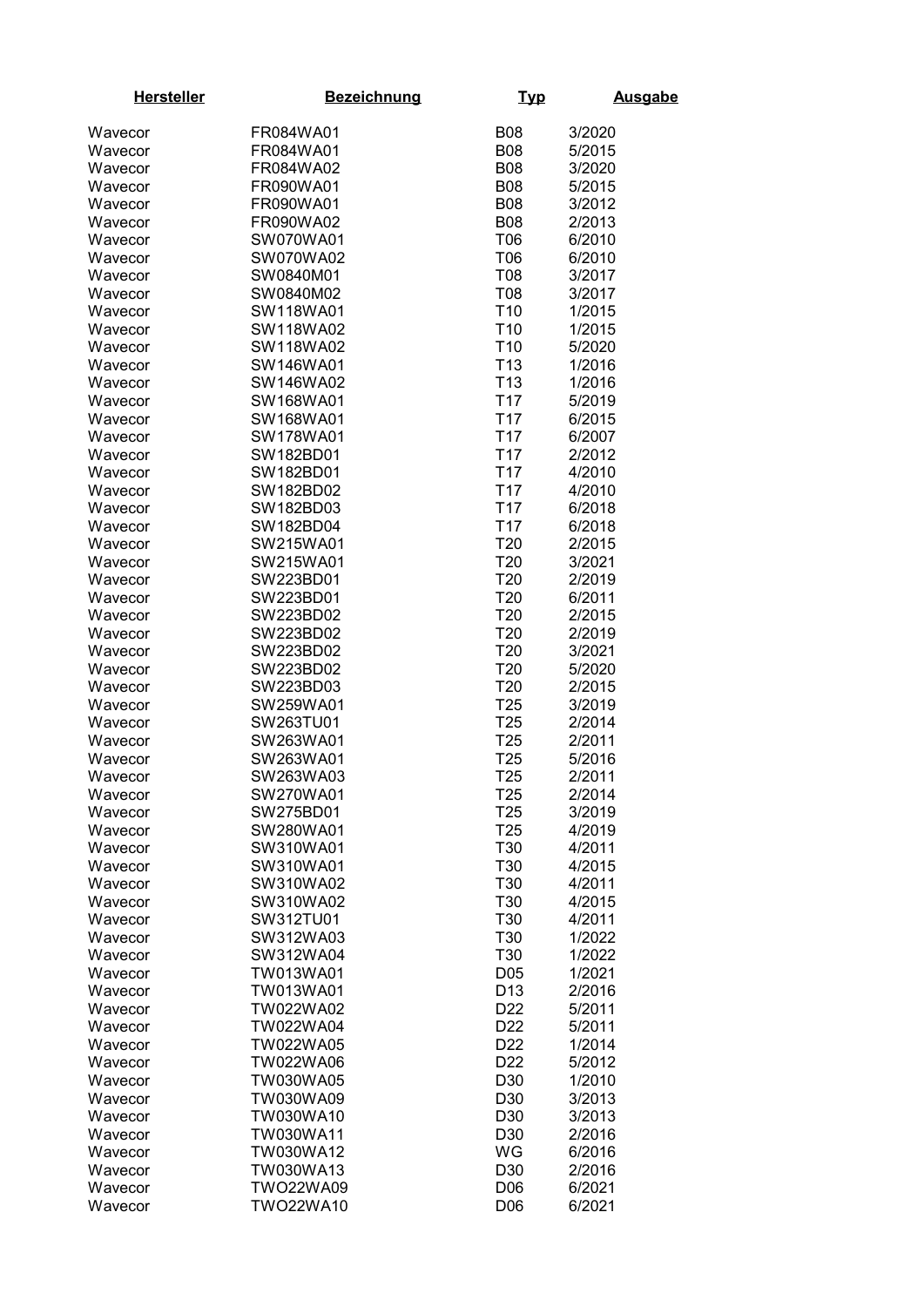| Hersteller | Bezeichnung | Typ | Ausgabe |
|---|---|---|---|
| Wavecor | FR084WA01 | B08 | 3/2020 |
| Wavecor | FR084WA01 | B08 | 5/2015 |
| Wavecor | FR084WA02 | B08 | 3/2020 |
| Wavecor | FR090WA01 | B08 | 5/2015 |
| Wavecor | FR090WA01 | B08 | 3/2012 |
| Wavecor | FR090WA02 | B08 | 2/2013 |
| Wavecor | SW070WA01 | T06 | 6/2010 |
| Wavecor | SW070WA02 | T06 | 6/2010 |
| Wavecor | SW0840M01 | T08 | 3/2017 |
| Wavecor | SW0840M02 | T08 | 3/2017 |
| Wavecor | SW118WA01 | T10 | 1/2015 |
| Wavecor | SW118WA02 | T10 | 1/2015 |
| Wavecor | SW118WA02 | T10 | 5/2020 |
| Wavecor | SW146WA01 | T13 | 1/2016 |
| Wavecor | SW146WA02 | T13 | 1/2016 |
| Wavecor | SW168WA01 | T17 | 5/2019 |
| Wavecor | SW168WA01 | T17 | 6/2015 |
| Wavecor | SW178WA01 | T17 | 6/2007 |
| Wavecor | SW182BD01 | T17 | 2/2012 |
| Wavecor | SW182BD01 | T17 | 4/2010 |
| Wavecor | SW182BD02 | T17 | 4/2010 |
| Wavecor | SW182BD03 | T17 | 6/2018 |
| Wavecor | SW182BD04 | T17 | 6/2018 |
| Wavecor | SW215WA01 | T20 | 2/2015 |
| Wavecor | SW215WA01 | T20 | 3/2021 |
| Wavecor | SW223BD01 | T20 | 2/2019 |
| Wavecor | SW223BD01 | T20 | 6/2011 |
| Wavecor | SW223BD02 | T20 | 2/2015 |
| Wavecor | SW223BD02 | T20 | 2/2019 |
| Wavecor | SW223BD02 | T20 | 3/2021 |
| Wavecor | SW223BD02 | T20 | 5/2020 |
| Wavecor | SW223BD03 | T20 | 2/2015 |
| Wavecor | SW259WA01 | T25 | 3/2019 |
| Wavecor | SW263TU01 | T25 | 2/2014 |
| Wavecor | SW263WA01 | T25 | 2/2011 |
| Wavecor | SW263WA01 | T25 | 5/2016 |
| Wavecor | SW263WA03 | T25 | 2/2011 |
| Wavecor | SW270WA01 | T25 | 2/2014 |
| Wavecor | SW275BD01 | T25 | 3/2019 |
| Wavecor | SW280WA01 | T25 | 4/2019 |
| Wavecor | SW310WA01 | T30 | 4/2011 |
| Wavecor | SW310WA01 | T30 | 4/2015 |
| Wavecor | SW310WA02 | T30 | 4/2011 |
| Wavecor | SW310WA02 | T30 | 4/2015 |
| Wavecor | SW312TU01 | T30 | 4/2011 |
| Wavecor | SW312WA03 | T30 | 1/2022 |
| Wavecor | SW312WA04 | T30 | 1/2022 |
| Wavecor | TW013WA01 | D05 | 1/2021 |
| Wavecor | TW013WA01 | D13 | 2/2016 |
| Wavecor | TW022WA02 | D22 | 5/2011 |
| Wavecor | TW022WA04 | D22 | 5/2011 |
| Wavecor | TW022WA05 | D22 | 1/2014 |
| Wavecor | TW022WA06 | D22 | 5/2012 |
| Wavecor | TW030WA05 | D30 | 1/2010 |
| Wavecor | TW030WA09 | D30 | 3/2013 |
| Wavecor | TW030WA10 | D30 | 3/2013 |
| Wavecor | TW030WA11 | D30 | 2/2016 |
| Wavecor | TW030WA12 | WG | 6/2016 |
| Wavecor | TW030WA13 | D30 | 2/2016 |
| Wavecor | TWO22WA09 | D06 | 6/2021 |
| Wavecor | TWO22WA10 | D06 | 6/2021 |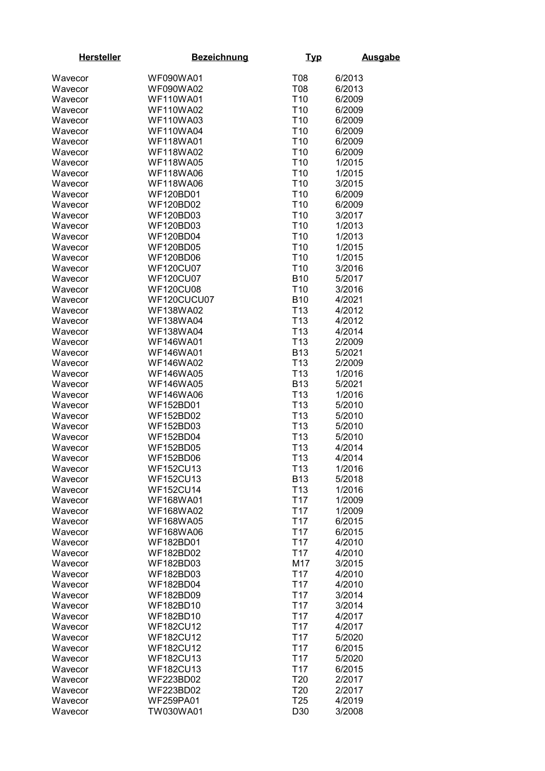| Hersteller | Bezeichnung | Typ | Ausgabe |
|---|---|---|---|
| Wavecor | WF090WA01 | T08 | 6/2013 |
| Wavecor | WF090WA02 | T08 | 6/2013 |
| Wavecor | WF110WA01 | T10 | 6/2009 |
| Wavecor | WF110WA02 | T10 | 6/2009 |
| Wavecor | WF110WA03 | T10 | 6/2009 |
| Wavecor | WF110WA04 | T10 | 6/2009 |
| Wavecor | WF118WA01 | T10 | 6/2009 |
| Wavecor | WF118WA02 | T10 | 6/2009 |
| Wavecor | WF118WA05 | T10 | 1/2015 |
| Wavecor | WF118WA06 | T10 | 1/2015 |
| Wavecor | WF118WA06 | T10 | 3/2015 |
| Wavecor | WF120BD01 | T10 | 6/2009 |
| Wavecor | WF120BD02 | T10 | 6/2009 |
| Wavecor | WF120BD03 | T10 | 3/2017 |
| Wavecor | WF120BD03 | T10 | 1/2013 |
| Wavecor | WF120BD04 | T10 | 1/2013 |
| Wavecor | WF120BD05 | T10 | 1/2015 |
| Wavecor | WF120BD06 | T10 | 1/2015 |
| Wavecor | WF120CU07 | T10 | 3/2016 |
| Wavecor | WF120CU07 | B10 | 5/2017 |
| Wavecor | WF120CU08 | T10 | 3/2016 |
| Wavecor | WF120CUCU07 | B10 | 4/2021 |
| Wavecor | WF138WA02 | T13 | 4/2012 |
| Wavecor | WF138WA04 | T13 | 4/2012 |
| Wavecor | WF138WA04 | T13 | 4/2014 |
| Wavecor | WF146WA01 | T13 | 2/2009 |
| Wavecor | WF146WA01 | B13 | 5/2021 |
| Wavecor | WF146WA02 | T13 | 2/2009 |
| Wavecor | WF146WA05 | T13 | 1/2016 |
| Wavecor | WF146WA05 | B13 | 5/2021 |
| Wavecor | WF146WA06 | T13 | 1/2016 |
| Wavecor | WF152BD01 | T13 | 5/2010 |
| Wavecor | WF152BD02 | T13 | 5/2010 |
| Wavecor | WF152BD03 | T13 | 5/2010 |
| Wavecor | WF152BD04 | T13 | 5/2010 |
| Wavecor | WF152BD05 | T13 | 4/2014 |
| Wavecor | WF152BD06 | T13 | 4/2014 |
| Wavecor | WF152CU13 | T13 | 1/2016 |
| Wavecor | WF152CU13 | B13 | 5/2018 |
| Wavecor | WF152CU14 | T13 | 1/2016 |
| Wavecor | WF168WA01 | T17 | 1/2009 |
| Wavecor | WF168WA02 | T17 | 1/2009 |
| Wavecor | WF168WA05 | T17 | 6/2015 |
| Wavecor | WF168WA06 | T17 | 6/2015 |
| Wavecor | WF182BD01 | T17 | 4/2010 |
| Wavecor | WF182BD02 | T17 | 4/2010 |
| Wavecor | WF182BD03 | M17 | 3/2015 |
| Wavecor | WF182BD03 | T17 | 4/2010 |
| Wavecor | WF182BD04 | T17 | 4/2010 |
| Wavecor | WF182BD09 | T17 | 3/2014 |
| Wavecor | WF182BD10 | T17 | 3/2014 |
| Wavecor | WF182BD10 | T17 | 4/2017 |
| Wavecor | WF182CU12 | T17 | 4/2017 |
| Wavecor | WF182CU12 | T17 | 5/2020 |
| Wavecor | WF182CU12 | T17 | 6/2015 |
| Wavecor | WF182CU13 | T17 | 5/2020 |
| Wavecor | WF182CU13 | T17 | 6/2015 |
| Wavecor | WF223BD02 | T20 | 2/2017 |
| Wavecor | WF223BD02 | T20 | 2/2017 |
| Wavecor | WF259PA01 | T25 | 4/2019 |
| Wavecor | TW030WA01 | D30 | 3/2008 |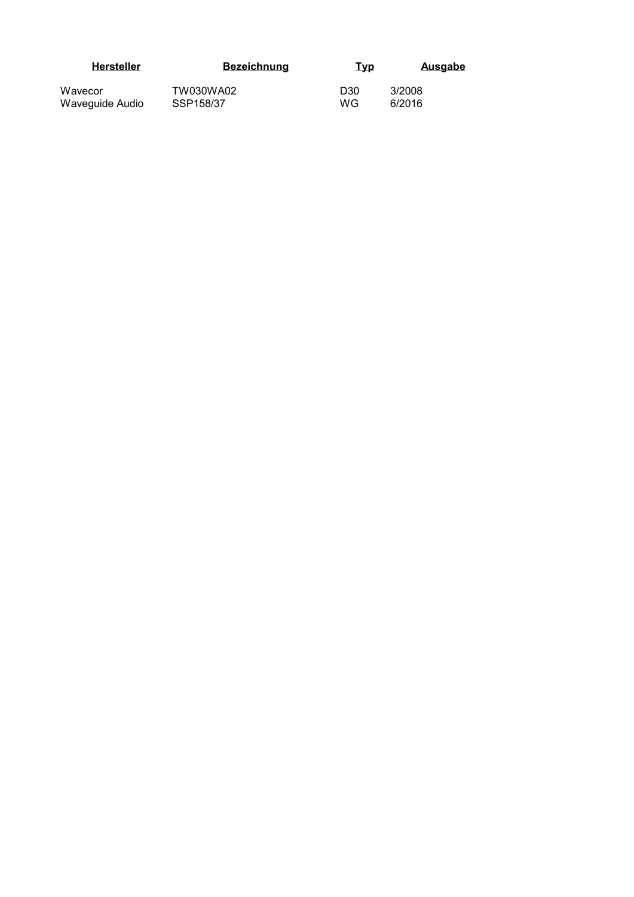| Hersteller | Bezeichnung | Typ | Ausgabe |
| --- | --- | --- | --- |
| Wavecor | TW030WA02 | D30 | 3/2008 |
| Waveguide Audio | SSP158/37 | WG | 6/2016 |